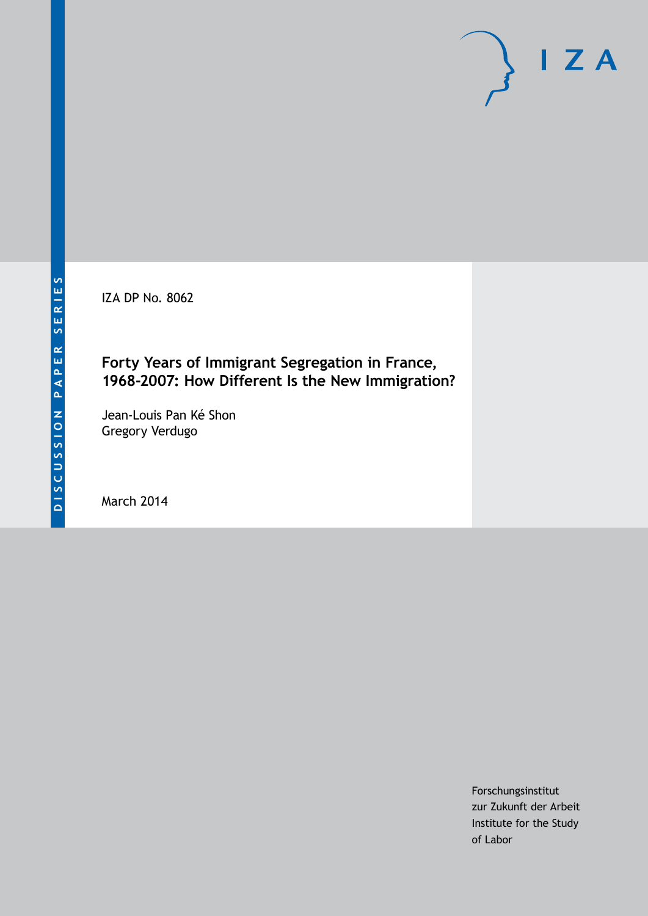DISCUSSION PAPER SERIES

IZA DP No. 8062

# Forty Years of Immigrant Segregation in France, 1968-2007: How Different Is the New Immigration?

Jean-Louis Pan Ké Shon
Gregory Verdugo

March 2014

Forschungsinstitut
zur Zukunft der Arbeit
Institute for the Study
of Labor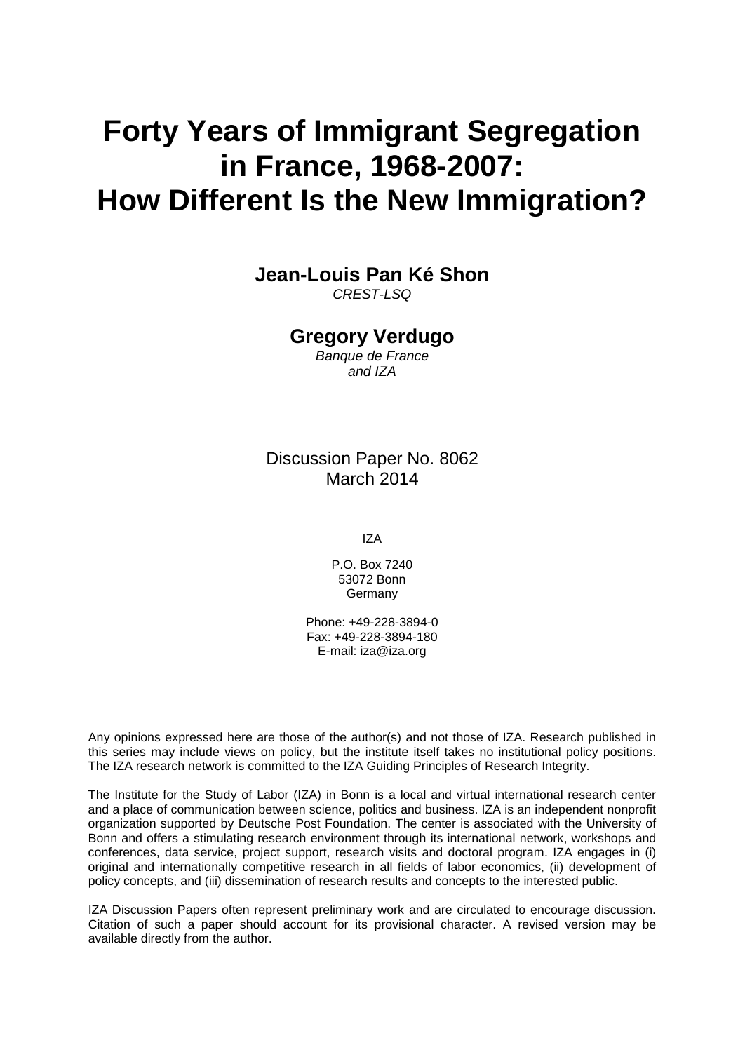# Forty Years of Immigrant Segregation in France, 1968-2007: How Different Is the New Immigration?

**Jean-Louis Pan Ké Shon**

*CREST-LSQ*

**Gregory Verdugo**

*Banque de France and IZA*

Discussion Paper No. 8062
March 2014

IZA

P.O. Box 7240
53072 Bonn
Germany

Phone: +49-228-3894-0
Fax: +49-228-3894-180
E-mail: iza@iza.org

Any opinions expressed here are those of the author(s) and not those of IZA. Research published in this series may include views on policy, but the institute itself takes no institutional policy positions. The IZA research network is committed to the IZA Guiding Principles of Research Integrity.

The Institute for the Study of Labor (IZA) in Bonn is a local and virtual international research center and a place of communication between science, politics and business. IZA is an independent nonprofit organization supported by Deutsche Post Foundation. The center is associated with the University of Bonn and offers a stimulating research environment through its international network, workshops and conferences, data service, project support, research visits and doctoral program. IZA engages in (i) original and internationally competitive research in all fields of labor economics, (ii) development of policy concepts, and (iii) dissemination of research results and concepts to the interested public.

IZA Discussion Papers often represent preliminary work and are circulated to encourage discussion. Citation of such a paper should account for its provisional character. A revised version may be available directly from the author.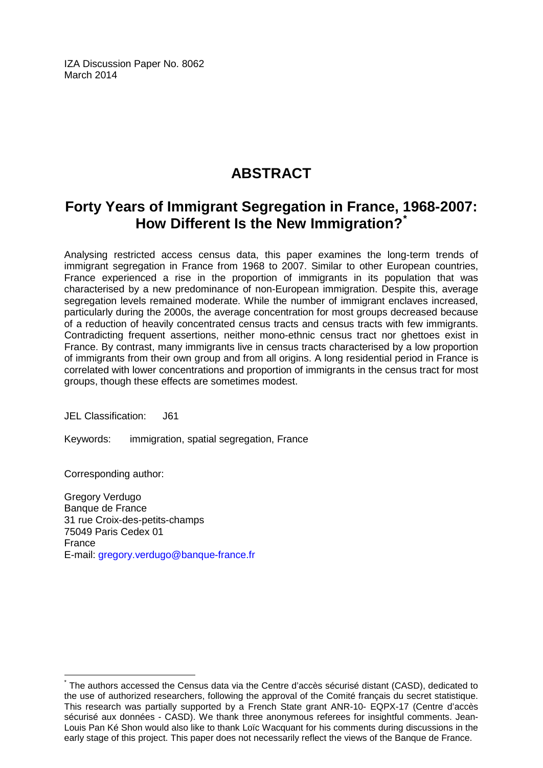IZA Discussion Paper No. 8062
March 2014

# ABSTRACT

## Forty Years of Immigrant Segregation in France, 1968-2007: How Different Is the New Immigration?*

Analysing restricted access census data, this paper examines the long-term trends of immigrant segregation in France from 1968 to 2007. Similar to other European countries, France experienced a rise in the proportion of immigrants in its population that was characterised by a new predominance of non-European immigration. Despite this, average segregation levels remained moderate. While the number of immigrant enclaves increased, particularly during the 2000s, the average concentration for most groups decreased because of a reduction of heavily concentrated census tracts and census tracts with few immigrants. Contradicting frequent assertions, neither mono-ethnic census tract nor ghettoes exist in France. By contrast, many immigrants live in census tracts characterised by a low proportion of immigrants from their own group and from all origins. A long residential period in France is correlated with lower concentrations and proportion of immigrants in the census tract for most groups, though these effects are sometimes modest.

JEL Classification: J61

Keywords: immigration, spatial segregation, France

Corresponding author:

Gregory Verdugo
Banque de France
31 rue Croix-des-petits-champs
75049 Paris Cedex 01
France
E-mail: gregory.verdugo@banque-france.fr

---

* The authors accessed the Census data via the Centre d'accès sécurisé distant (CASD), dedicated to the use of authorized researchers, following the approval of the Comité français du secret statistique. This research was partially supported by a French State grant ANR-10- EQPX-17 (Centre d'accès sécurisé aux données - CASD). We thank three anonymous referees for insightful comments. Jean-Louis Pan Ké Shon would also like to thank Loïc Wacquant for his comments during discussions in the early stage of this project. This paper does not necessarily reflect the views of the Banque de France.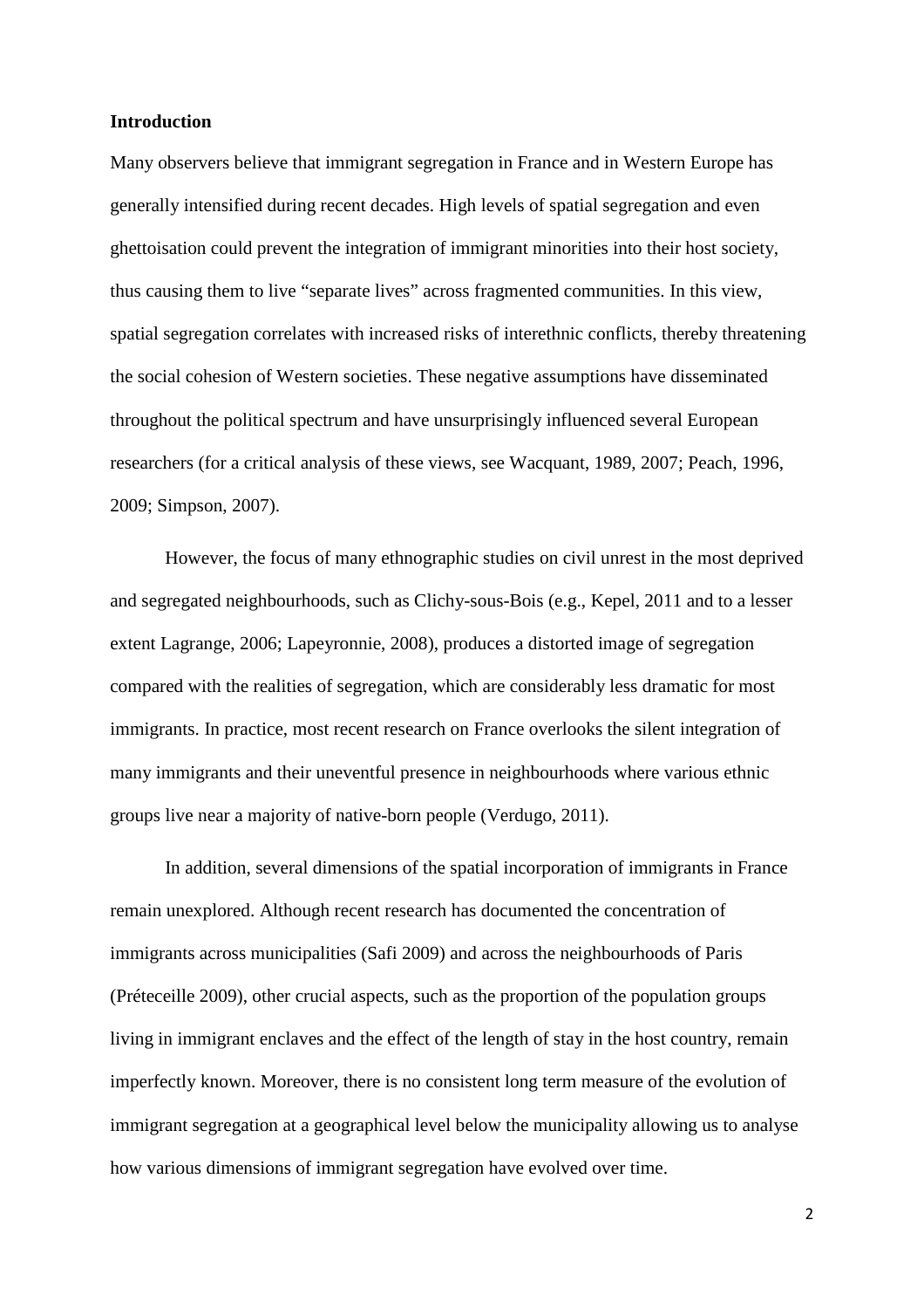## Introduction

Many observers believe that immigrant segregation in France and in Western Europe has generally intensified during recent decades. High levels of spatial segregation and even ghettoisation could prevent the integration of immigrant minorities into their host society, thus causing them to live "separate lives" across fragmented communities. In this view, spatial segregation correlates with increased risks of interethnic conflicts, thereby threatening the social cohesion of Western societies. These negative assumptions have disseminated throughout the political spectrum and have unsurprisingly influenced several European researchers (for a critical analysis of these views, see Wacquant, 1989, 2007; Peach, 1996, 2009; Simpson, 2007).

However, the focus of many ethnographic studies on civil unrest in the most deprived and segregated neighbourhoods, such as Clichy-sous-Bois (e.g., Kepel, 2011 and to a lesser extent Lagrange, 2006; Lapeyronnie, 2008), produces a distorted image of segregation compared with the realities of segregation, which are considerably less dramatic for most immigrants. In practice, most recent research on France overlooks the silent integration of many immigrants and their uneventful presence in neighbourhoods where various ethnic groups live near a majority of native-born people (Verdugo, 2011).

In addition, several dimensions of the spatial incorporation of immigrants in France remain unexplored. Although recent research has documented the concentration of immigrants across municipalities (Safi 2009) and across the neighbourhoods of Paris (Préteceille 2009), other crucial aspects, such as the proportion of the population groups living in immigrant enclaves and the effect of the length of stay in the host country, remain imperfectly known. Moreover, there is no consistent long term measure of the evolution of immigrant segregation at a geographical level below the municipality allowing us to analyse how various dimensions of immigrant segregation have evolved over time.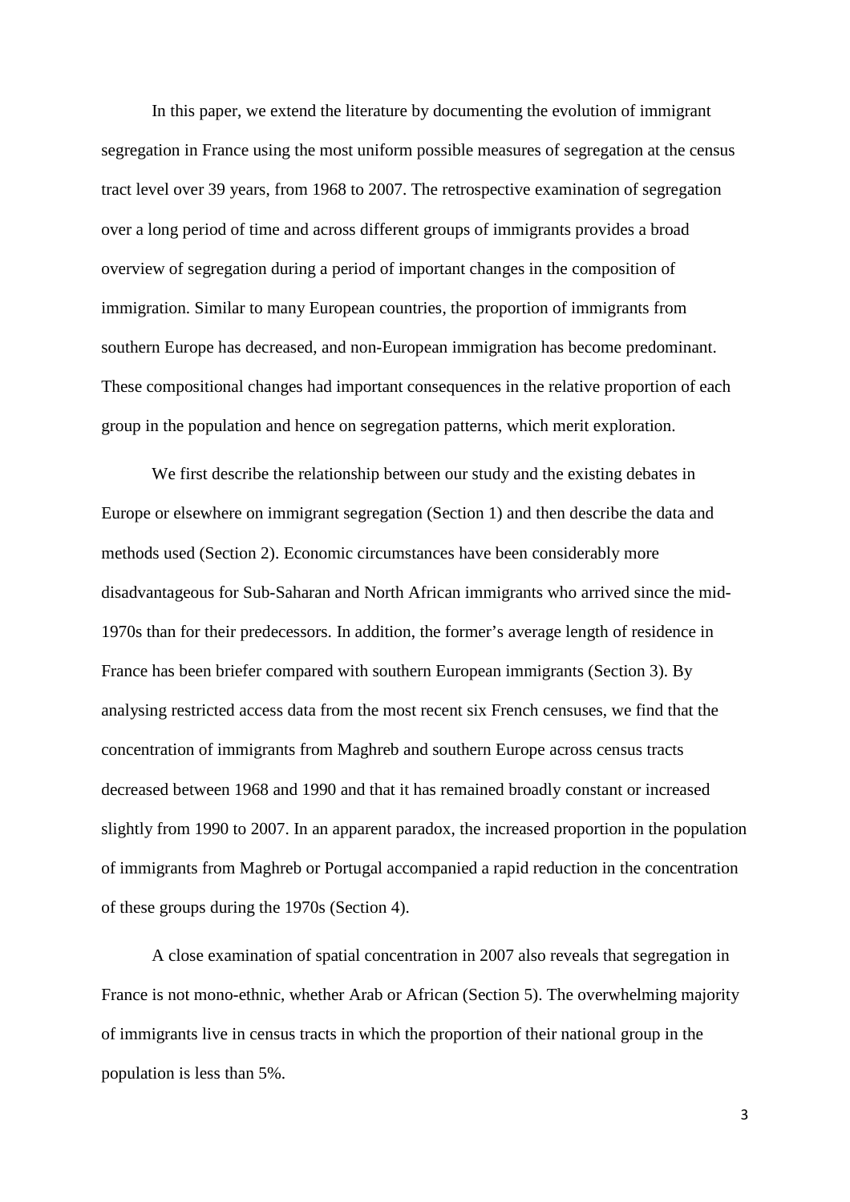In this paper, we extend the literature by documenting the evolution of immigrant segregation in France using the most uniform possible measures of segregation at the census tract level over 39 years, from 1968 to 2007. The retrospective examination of segregation over a long period of time and across different groups of immigrants provides a broad overview of segregation during a period of important changes in the composition of immigration. Similar to many European countries, the proportion of immigrants from southern Europe has decreased, and non-European immigration has become predominant. These compositional changes had important consequences in the relative proportion of each group in the population and hence on segregation patterns, which merit exploration.

We first describe the relationship between our study and the existing debates in Europe or elsewhere on immigrant segregation (Section 1) and then describe the data and methods used (Section 2). Economic circumstances have been considerably more disadvantageous for Sub-Saharan and North African immigrants who arrived since the mid-1970s than for their predecessors. In addition, the former's average length of residence in France has been briefer compared with southern European immigrants (Section 3). By analysing restricted access data from the most recent six French censuses, we find that the concentration of immigrants from Maghreb and southern Europe across census tracts decreased between 1968 and 1990 and that it has remained broadly constant or increased slightly from 1990 to 2007. In an apparent paradox, the increased proportion in the population of immigrants from Maghreb or Portugal accompanied a rapid reduction in the concentration of these groups during the 1970s (Section 4).

A close examination of spatial concentration in 2007 also reveals that segregation in France is not mono-ethnic, whether Arab or African (Section 5). The overwhelming majority of immigrants live in census tracts in which the proportion of their national group in the population is less than 5%.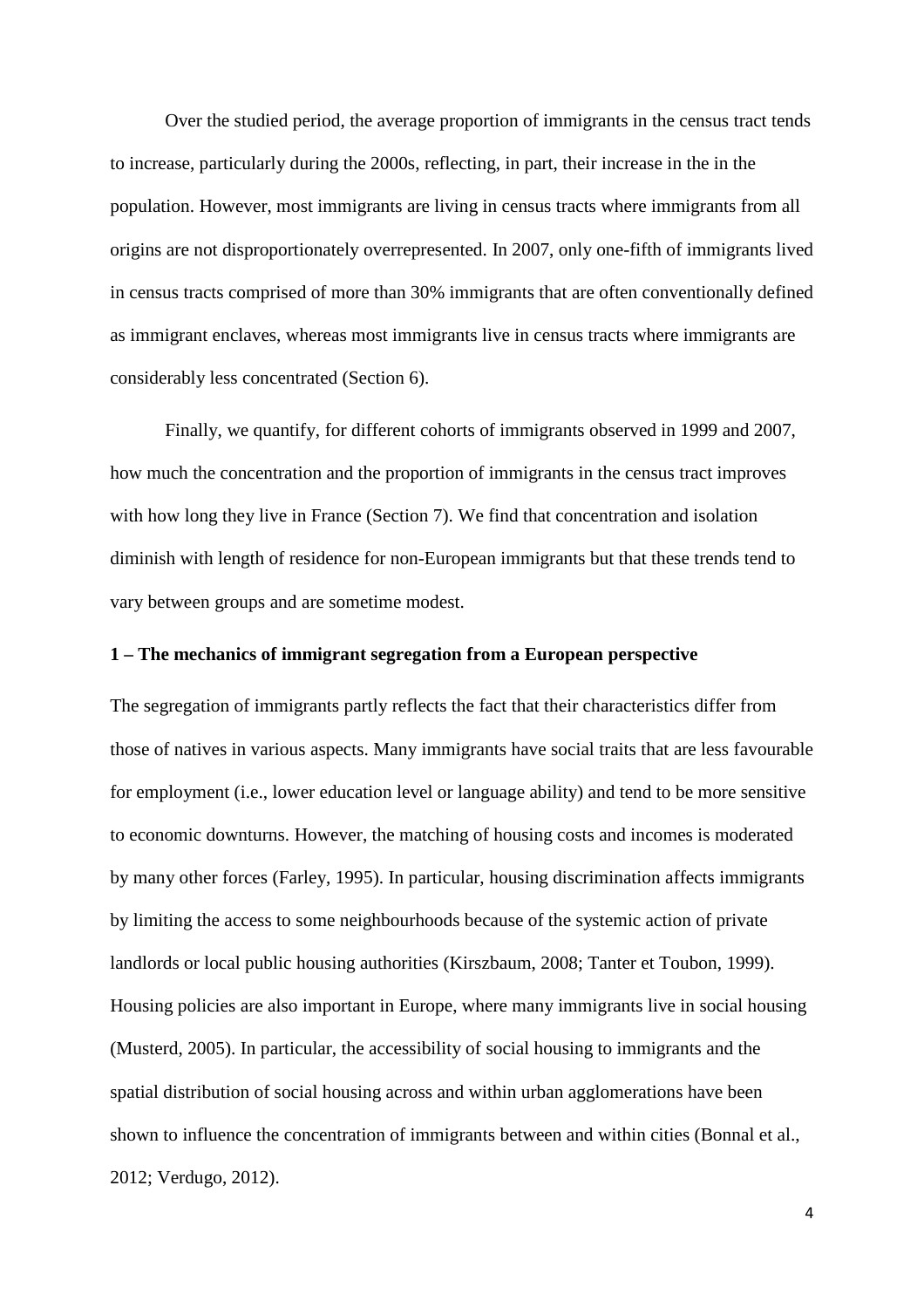Over the studied period, the average proportion of immigrants in the census tract tends to increase, particularly during the 2000s, reflecting, in part, their increase in the in the population. However, most immigrants are living in census tracts where immigrants from all origins are not disproportionately overrepresented. In 2007, only one-fifth of immigrants lived in census tracts comprised of more than 30% immigrants that are often conventionally defined as immigrant enclaves, whereas most immigrants live in census tracts where immigrants are considerably less concentrated (Section 6).

Finally, we quantify, for different cohorts of immigrants observed in 1999 and 2007, how much the concentration and the proportion of immigrants in the census tract improves with how long they live in France (Section 7). We find that concentration and isolation diminish with length of residence for non-European immigrants but that these trends tend to vary between groups and are sometime modest.

## 1 – The mechanics of immigrant segregation from a European perspective

The segregation of immigrants partly reflects the fact that their characteristics differ from those of natives in various aspects. Many immigrants have social traits that are less favourable for employment (i.e., lower education level or language ability) and tend to be more sensitive to economic downturns. However, the matching of housing costs and incomes is moderated by many other forces (Farley, 1995). In particular, housing discrimination affects immigrants by limiting the access to some neighbourhoods because of the systemic action of private landlords or local public housing authorities (Kirszbaum, 2008; Tanter et Toubon, 1999). Housing policies are also important in Europe, where many immigrants live in social housing (Musterd, 2005). In particular, the accessibility of social housing to immigrants and the spatial distribution of social housing across and within urban agglomerations have been shown to influence the concentration of immigrants between and within cities (Bonnal et al., 2012; Verdugo, 2012).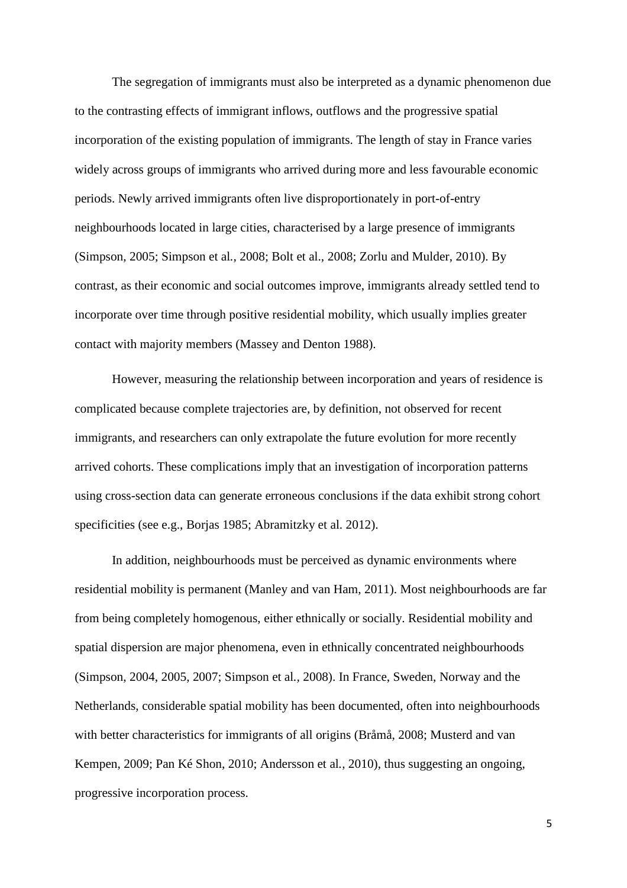The segregation of immigrants must also be interpreted as a dynamic phenomenon due to the contrasting effects of immigrant inflows, outflows and the progressive spatial incorporation of the existing population of immigrants. The length of stay in France varies widely across groups of immigrants who arrived during more and less favourable economic periods. Newly arrived immigrants often live disproportionately in port-of-entry neighbourhoods located in large cities, characterised by a large presence of immigrants (Simpson, 2005; Simpson et al., 2008; Bolt et al., 2008; Zorlu and Mulder, 2010). By contrast, as their economic and social outcomes improve, immigrants already settled tend to incorporate over time through positive residential mobility, which usually implies greater contact with majority members (Massey and Denton 1988).

However, measuring the relationship between incorporation and years of residence is complicated because complete trajectories are, by definition, not observed for recent immigrants, and researchers can only extrapolate the future evolution for more recently arrived cohorts. These complications imply that an investigation of incorporation patterns using cross-section data can generate erroneous conclusions if the data exhibit strong cohort specificities (see e.g., Borjas 1985; Abramitzky et al. 2012).

In addition, neighbourhoods must be perceived as dynamic environments where residential mobility is permanent (Manley and van Ham, 2011). Most neighbourhoods are far from being completely homogenous, either ethnically or socially. Residential mobility and spatial dispersion are major phenomena, even in ethnically concentrated neighbourhoods (Simpson, 2004, 2005, 2007; Simpson et al., 2008). In France, Sweden, Norway and the Netherlands, considerable spatial mobility has been documented, often into neighbourhoods with better characteristics for immigrants of all origins (Bråmå, 2008; Musterd and van Kempen, 2009; Pan Ké Shon, 2010; Andersson et al., 2010), thus suggesting an ongoing, progressive incorporation process.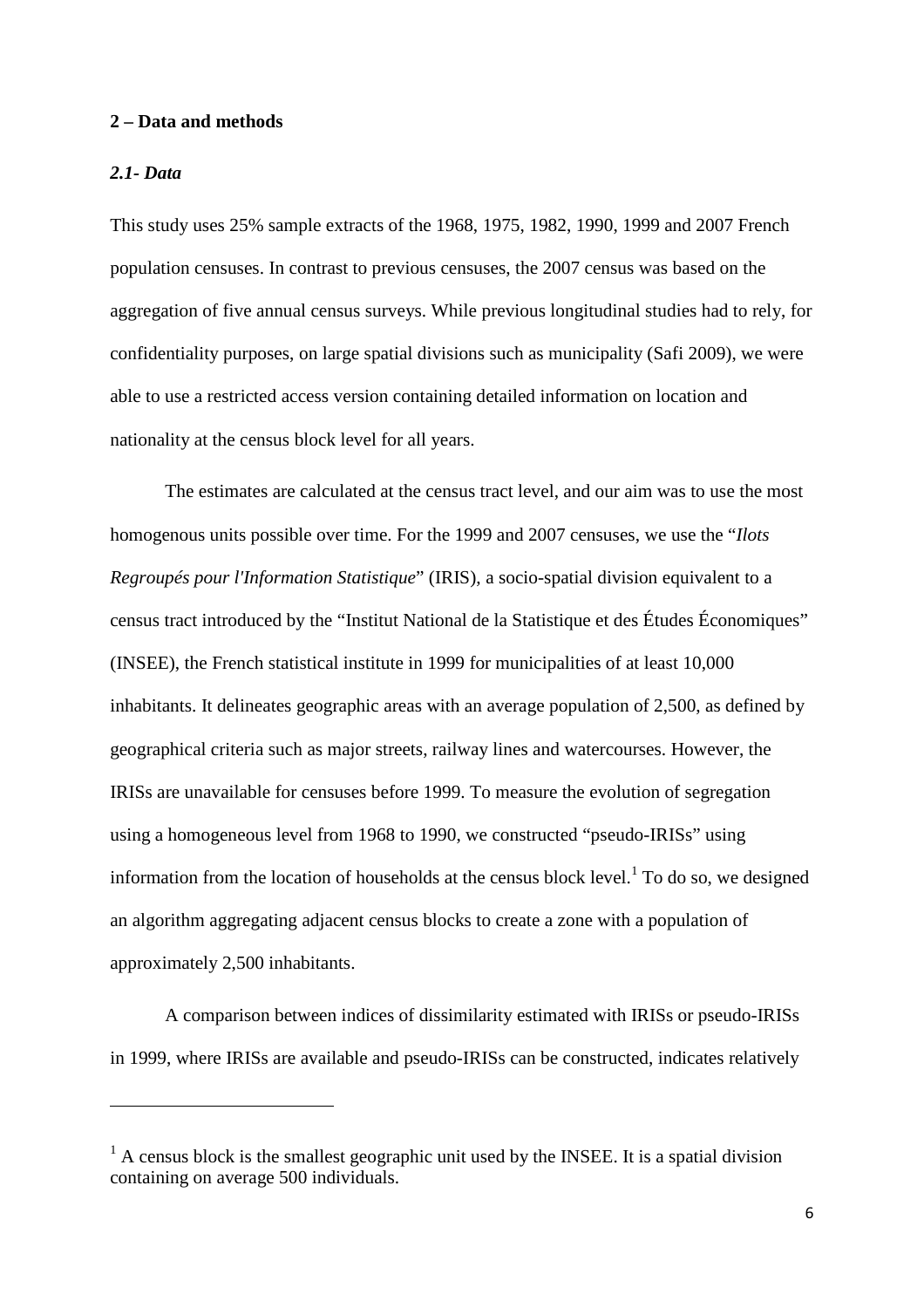## 2 – Data and methods

### *2.1- Data*

This study uses 25% sample extracts of the 1968, 1975, 1982, 1990, 1999 and 2007 French population censuses. In contrast to previous censuses, the 2007 census was based on the aggregation of five annual census surveys. While previous longitudinal studies had to rely, for confidentiality purposes, on large spatial divisions such as municipality (Safi 2009), we were able to use a restricted access version containing detailed information on location and nationality at the census block level for all years.

The estimates are calculated at the census tract level, and our aim was to use the most homogenous units possible over time. For the 1999 and 2007 censuses, we use the "*Ilots Regroupés pour l'Information Statistique*" (IRIS), a socio-spatial division equivalent to a census tract introduced by the "Institut National de la Statistique et des Études Économiques" (INSEE), the French statistical institute in 1999 for municipalities of at least 10,000 inhabitants. It delineates geographic areas with an average population of 2,500, as defined by geographical criteria such as major streets, railway lines and watercourses. However, the IRISs are unavailable for censuses before 1999. To measure the evolution of segregation using a homogeneous level from 1968 to 1990, we constructed "pseudo-IRISs" using information from the location of households at the census block level.[1] To do so, we designed an algorithm aggregating adjacent census blocks to create a zone with a population of approximately 2,500 inhabitants.

A comparison between indices of dissimilarity estimated with IRISs or pseudo-IRISs in 1999, where IRISs are available and pseudo-IRISs can be constructed, indicates relatively

---

[1] A census block is the smallest geographic unit used by the INSEE. It is a spatial division containing on average 500 individuals.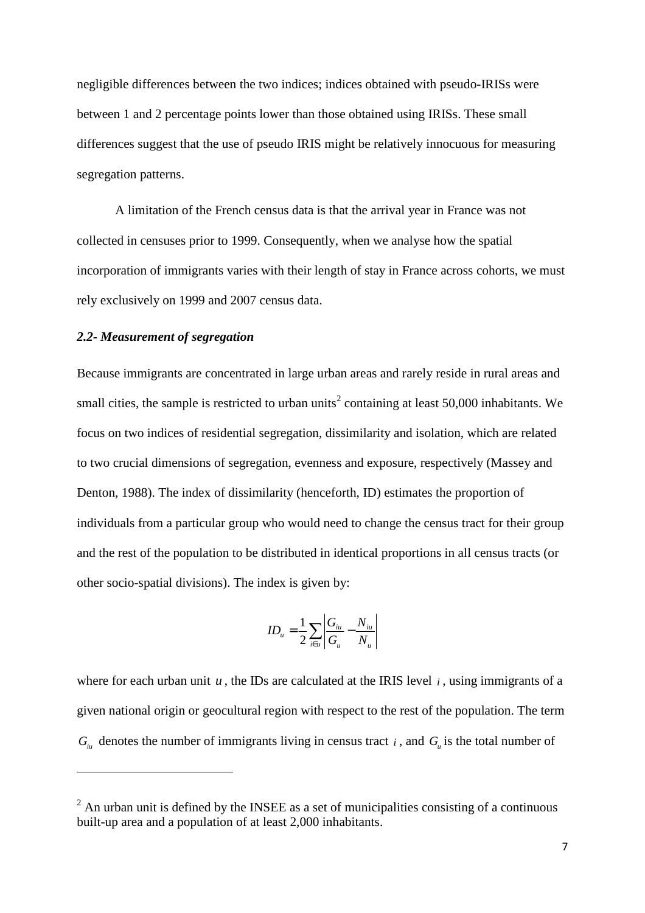negligible differences between the two indices; indices obtained with pseudo-IRISs were between 1 and 2 percentage points lower than those obtained using IRISs. These small differences suggest that the use of pseudo IRIS might be relatively innocuous for measuring segregation patterns.

A limitation of the French census data is that the arrival year in France was not collected in censuses prior to 1999. Consequently, when we analyse how the spatial incorporation of immigrants varies with their length of stay in France across cohorts, we must rely exclusively on 1999 and 2007 census data.

### *2.2- Measurement of segregation*

Because immigrants are concentrated in large urban areas and rarely reside in rural areas and small cities, the sample is restricted to urban units[2] containing at least 50,000 inhabitants. We focus on two indices of residential segregation, dissimilarity and isolation, which are related to two crucial dimensions of segregation, evenness and exposure, respectively (Massey and Denton, 1988). The index of dissimilarity (henceforth, ID) estimates the proportion of individuals from a particular group who would need to change the census tract for their group and the rest of the population to be distributed in identical proportions in all census tracts (or other socio-spatial divisions). The index is given by:

$$ID_u = \frac{1}{2}\sum_{i \in u}\left|\frac{G_{iu}}{G_u} - \frac{N_{iu}}{N_u}\right|$$

where for each urban unit $u$, the IDs are calculated at the IRIS level $i$, using immigrants of a given national origin or geocultural region with respect to the rest of the population. The term $G_{iu}$ denotes the number of immigrants living in census tract $i$, and $G_u$ is the total number of

[2] An urban unit is defined by the INSEE as a set of municipalities consisting of a continuous built-up area and a population of at least 2,000 inhabitants.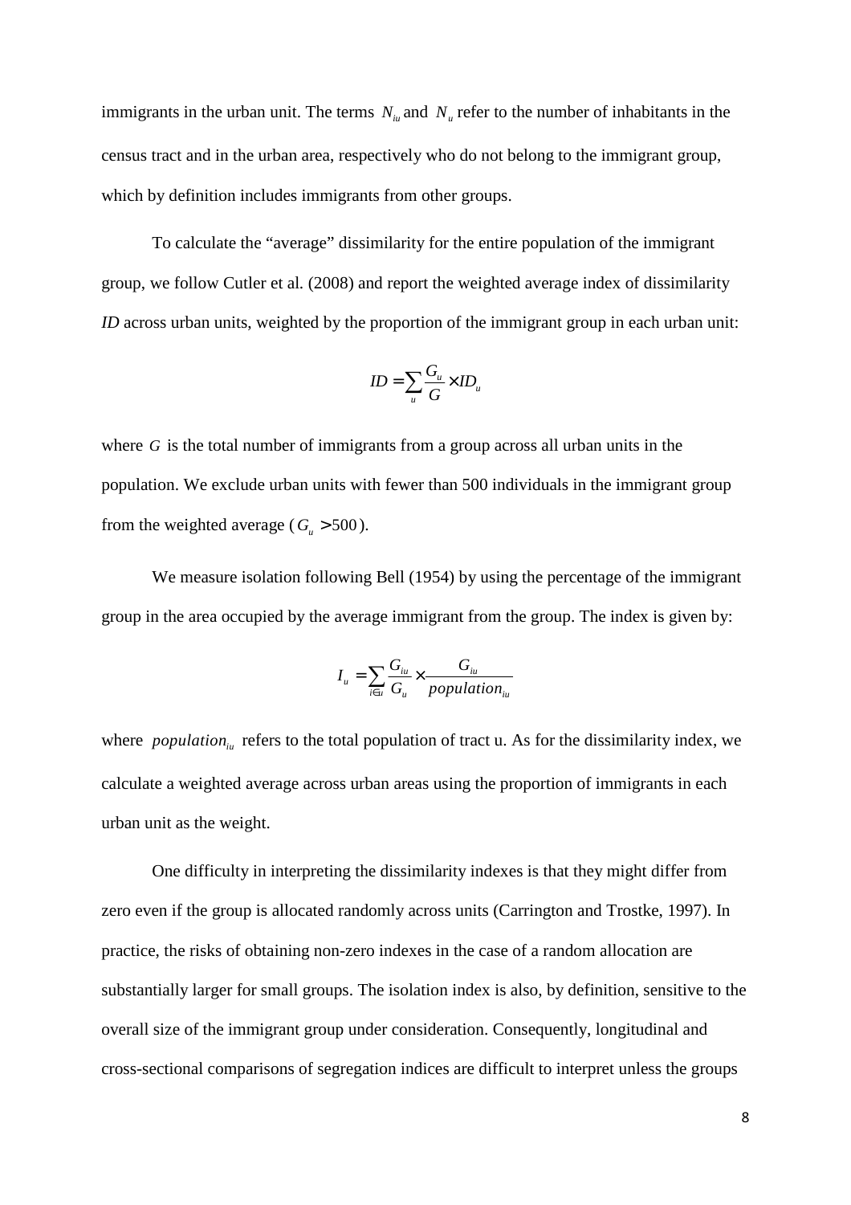immigrants in the urban unit. The terms $N_{iu}$ and $N_u$ refer to the number of inhabitants in the census tract and in the urban area, respectively who do not belong to the immigrant group, which by definition includes immigrants from other groups.

To calculate the "average" dissimilarity for the entire population of the immigrant group, we follow Cutler et al. (2008) and report the weighted average index of dissimilarity *ID* across urban units, weighted by the proportion of the immigrant group in each urban unit:

$$ID = \sum_u \frac{G_u}{G} \times ID_u$$

where $G$ is the total number of immigrants from a group across all urban units in the population. We exclude urban units with fewer than 500 individuals in the immigrant group from the weighted average ($G_u > 500$).

We measure isolation following Bell (1954) by using the percentage of the immigrant group in the area occupied by the average immigrant from the group. The index is given by:

$$I_u = \sum_{i \in u} \frac{G_{iu}}{G_u} \times \frac{G_{iu}}{population_{iu}}$$

where $population_{iu}$ refers to the total population of tract u. As for the dissimilarity index, we calculate a weighted average across urban areas using the proportion of immigrants in each urban unit as the weight.

One difficulty in interpreting the dissimilarity indexes is that they might differ from zero even if the group is allocated randomly across units (Carrington and Trostke, 1997). In practice, the risks of obtaining non-zero indexes in the case of a random allocation are substantially larger for small groups. The isolation index is also, by definition, sensitive to the overall size of the immigrant group under consideration. Consequently, longitudinal and cross-sectional comparisons of segregation indices are difficult to interpret unless the groups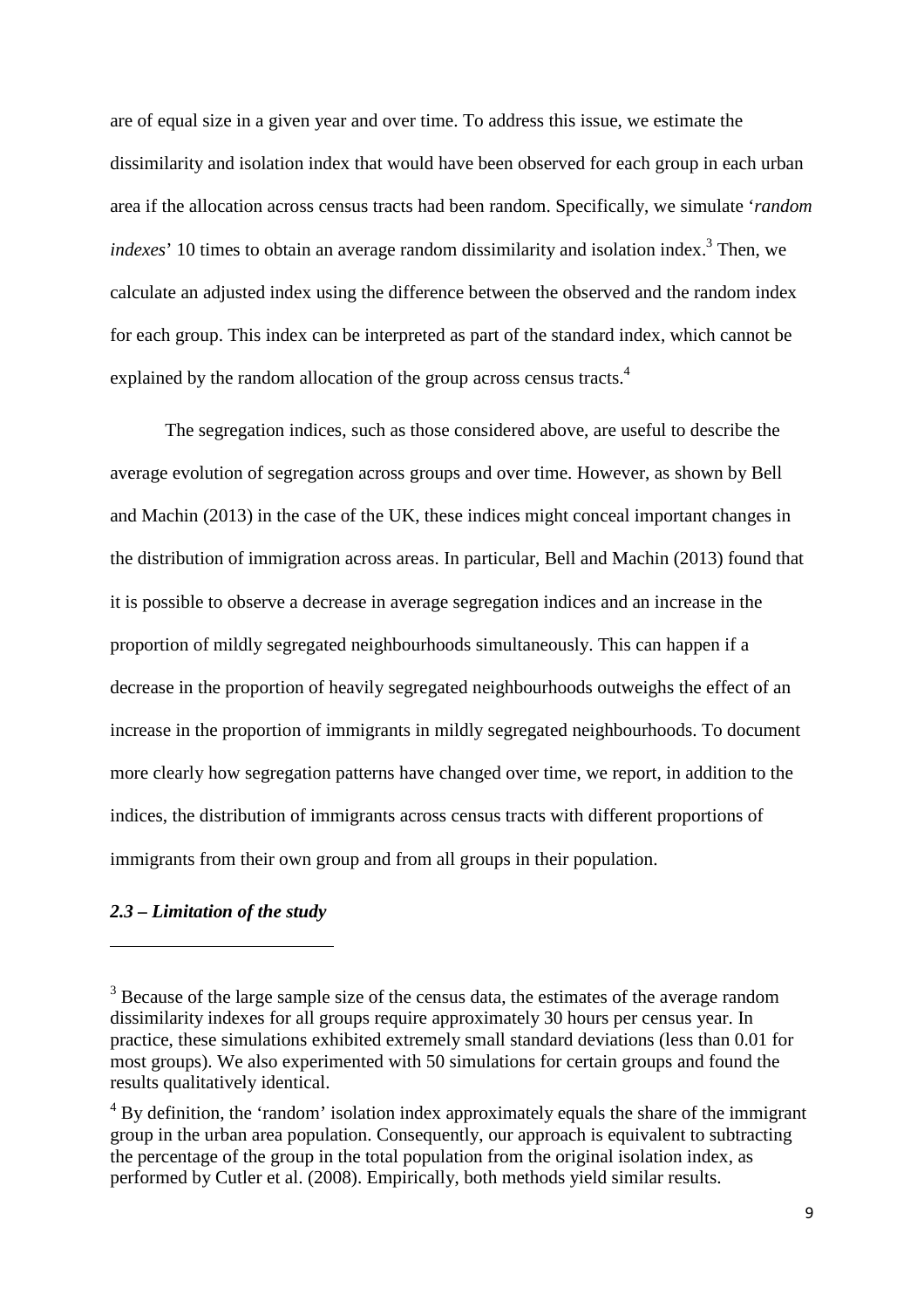are of equal size in a given year and over time. To address this issue, we estimate the dissimilarity and isolation index that would have been observed for each group in each urban area if the allocation across census tracts had been random. Specifically, we simulate '*random indexes*' 10 times to obtain an average random dissimilarity and isolation index.[3] Then, we calculate an adjusted index using the difference between the observed and the random index for each group. This index can be interpreted as part of the standard index, which cannot be explained by the random allocation of the group across census tracts.[4]

The segregation indices, such as those considered above, are useful to describe the average evolution of segregation across groups and over time. However, as shown by Bell and Machin (2013) in the case of the UK, these indices might conceal important changes in the distribution of immigration across areas. In particular, Bell and Machin (2013) found that it is possible to observe a decrease in average segregation indices and an increase in the proportion of mildly segregated neighbourhoods simultaneously. This can happen if a decrease in the proportion of heavily segregated neighbourhoods outweighs the effect of an increase in the proportion of immigrants in mildly segregated neighbourhoods. To document more clearly how segregation patterns have changed over time, we report, in addition to the indices, the distribution of immigrants across census tracts with different proportions of immigrants from their own group and from all groups in their population.

### *2.3 – Limitation of the study*

---

[3] Because of the large sample size of the census data, the estimates of the average random dissimilarity indexes for all groups require approximately 30 hours per census year. In practice, these simulations exhibited extremely small standard deviations (less than 0.01 for most groups). We also experimented with 50 simulations for certain groups and found the results qualitatively identical.

[4] By definition, the 'random' isolation index approximately equals the share of the immigrant group in the urban area population. Consequently, our approach is equivalent to subtracting the percentage of the group in the total population from the original isolation index, as performed by Cutler et al. (2008). Empirically, both methods yield similar results.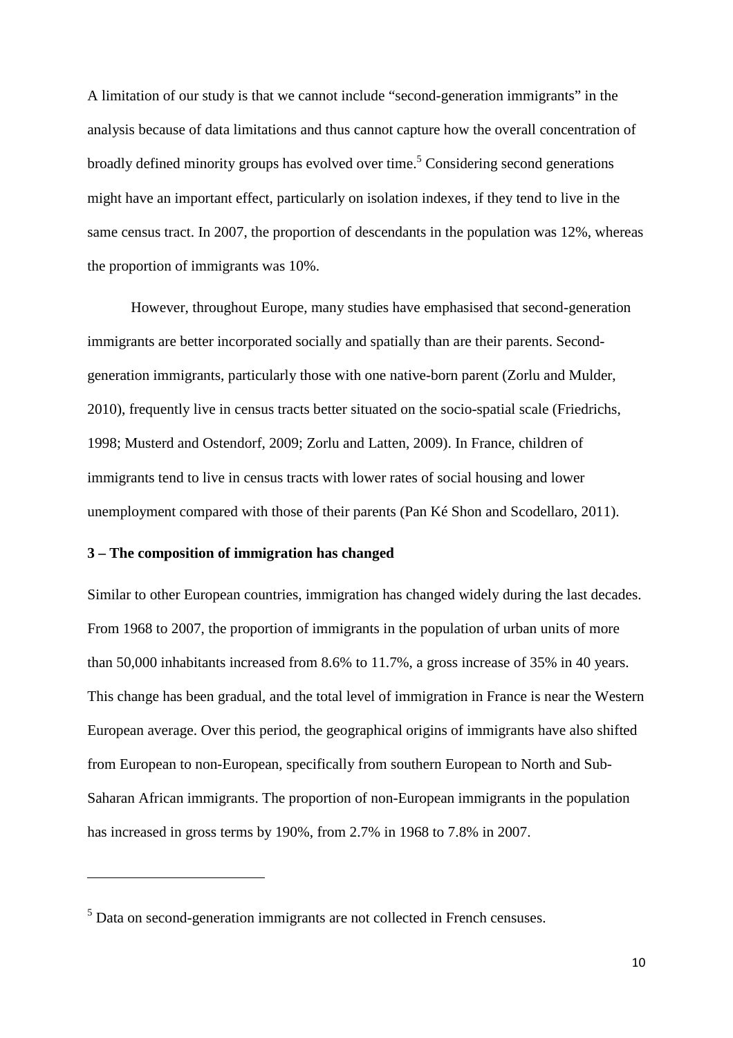A limitation of our study is that we cannot include "second-generation immigrants" in the analysis because of data limitations and thus cannot capture how the overall concentration of broadly defined minority groups has evolved over time.[5] Considering second generations might have an important effect, particularly on isolation indexes, if they tend to live in the same census tract. In 2007, the proportion of descendants in the population was 12%, whereas the proportion of immigrants was 10%.

However, throughout Europe, many studies have emphasised that second-generation immigrants are better incorporated socially and spatially than are their parents. Second-generation immigrants, particularly those with one native-born parent (Zorlu and Mulder, 2010), frequently live in census tracts better situated on the socio-spatial scale (Friedrichs, 1998; Musterd and Ostendorf, 2009; Zorlu and Latten, 2009). In France, children of immigrants tend to live in census tracts with lower rates of social housing and lower unemployment compared with those of their parents (Pan Ké Shon and Scodellaro, 2011).

### 3 – The composition of immigration has changed

Similar to other European countries, immigration has changed widely during the last decades. From 1968 to 2007, the proportion of immigrants in the population of urban units of more than 50,000 inhabitants increased from 8.6% to 11.7%, a gross increase of 35% in 40 years. This change has been gradual, and the total level of immigration in France is near the Western European average. Over this period, the geographical origins of immigrants have also shifted from European to non-European, specifically from southern European to North and Sub-Saharan African immigrants. The proportion of non-European immigrants in the population has increased in gross terms by 190%, from 2.7% in 1968 to 7.8% in 2007.

---

[5] Data on second-generation immigrants are not collected in French censuses.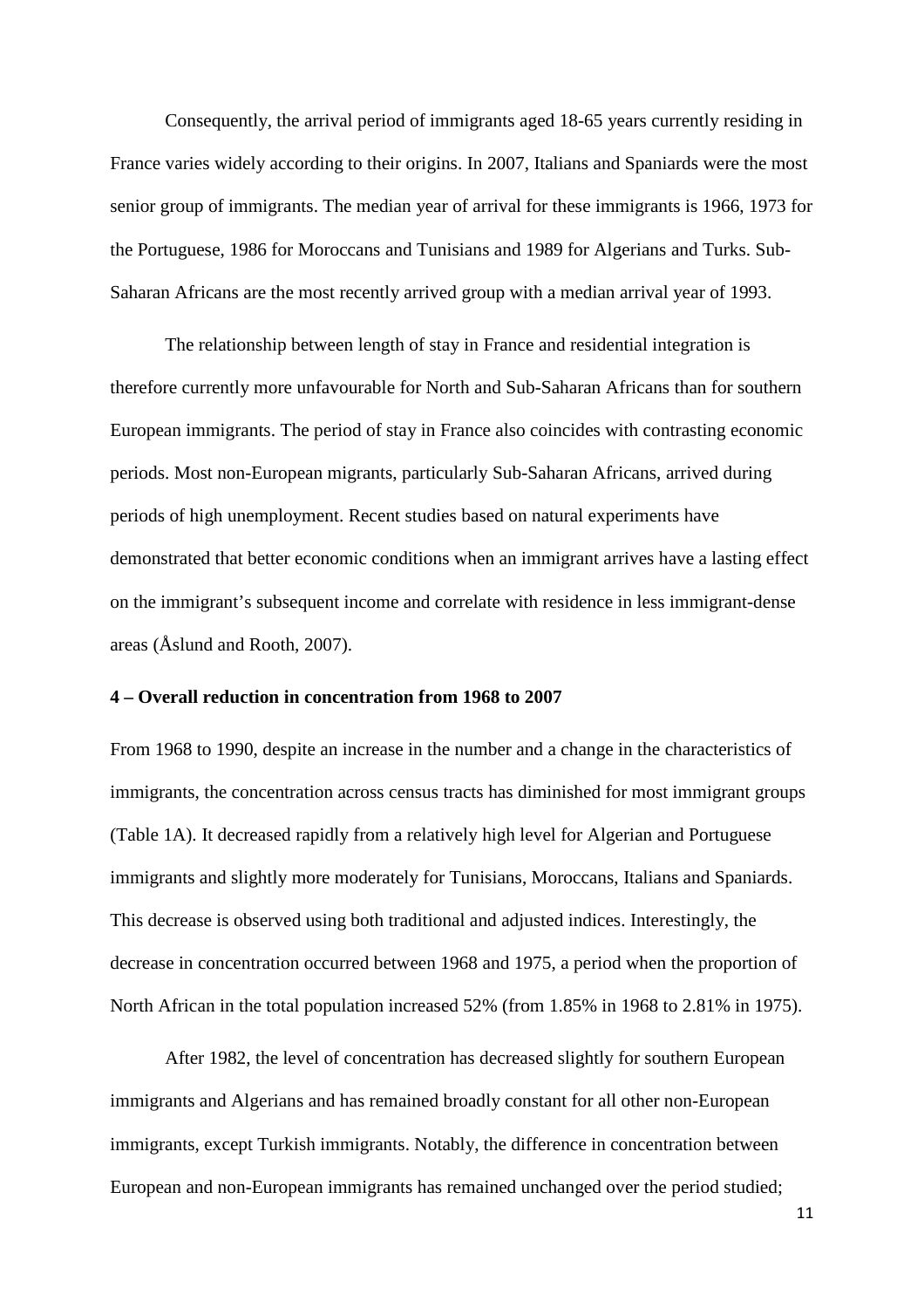Consequently, the arrival period of immigrants aged 18-65 years currently residing in France varies widely according to their origins. In 2007, Italians and Spaniards were the most senior group of immigrants. The median year of arrival for these immigrants is 1966, 1973 for the Portuguese, 1986 for Moroccans and Tunisians and 1989 for Algerians and Turks. Sub-Saharan Africans are the most recently arrived group with a median arrival year of 1993.

The relationship between length of stay in France and residential integration is therefore currently more unfavourable for North and Sub-Saharan Africans than for southern European immigrants. The period of stay in France also coincides with contrasting economic periods. Most non-European migrants, particularly Sub-Saharan Africans, arrived during periods of high unemployment. Recent studies based on natural experiments have demonstrated that better economic conditions when an immigrant arrives have a lasting effect on the immigrant's subsequent income and correlate with residence in less immigrant-dense areas (Åslund and Rooth, 2007).

### 4 – Overall reduction in concentration from 1968 to 2007

From 1968 to 1990, despite an increase in the number and a change in the characteristics of immigrants, the concentration across census tracts has diminished for most immigrant groups (Table 1A). It decreased rapidly from a relatively high level for Algerian and Portuguese immigrants and slightly more moderately for Tunisians, Moroccans, Italians and Spaniards. This decrease is observed using both traditional and adjusted indices. Interestingly, the decrease in concentration occurred between 1968 and 1975, a period when the proportion of North African in the total population increased 52% (from 1.85% in 1968 to 2.81% in 1975).

After 1982, the level of concentration has decreased slightly for southern European immigrants and Algerians and has remained broadly constant for all other non-European immigrants, except Turkish immigrants. Notably, the difference in concentration between European and non-European immigrants has remained unchanged over the period studied;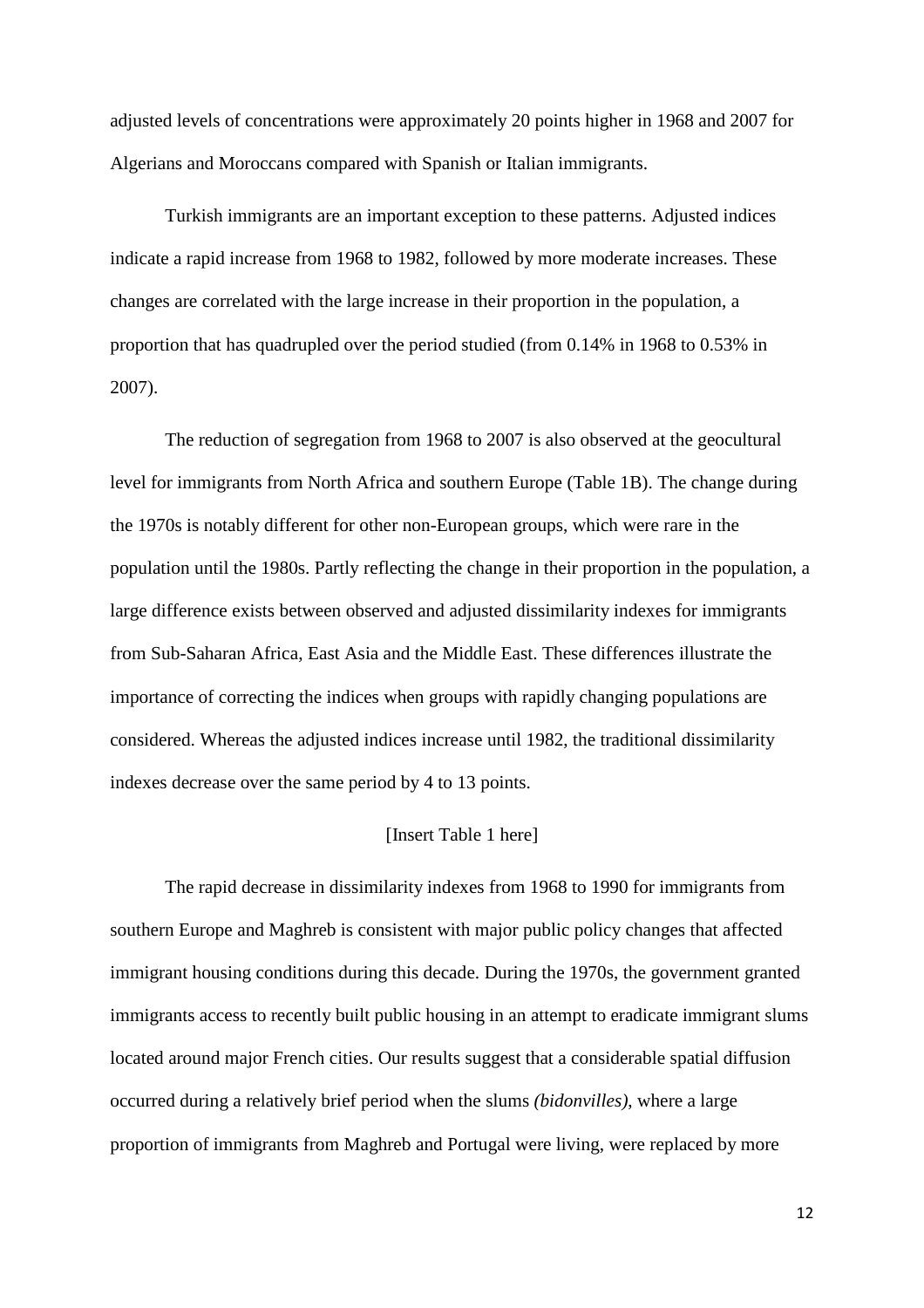adjusted levels of concentrations were approximately 20 points higher in 1968 and 2007 for Algerians and Moroccans compared with Spanish or Italian immigrants.

Turkish immigrants are an important exception to these patterns. Adjusted indices indicate a rapid increase from 1968 to 1982, followed by more moderate increases. These changes are correlated with the large increase in their proportion in the population, a proportion that has quadrupled over the period studied (from 0.14% in 1968 to 0.53% in 2007).

The reduction of segregation from 1968 to 2007 is also observed at the geocultural level for immigrants from North Africa and southern Europe (Table 1B). The change during the 1970s is notably different for other non-European groups, which were rare in the population until the 1980s. Partly reflecting the change in their proportion in the population, a large difference exists between observed and adjusted dissimilarity indexes for immigrants from Sub-Saharan Africa, East Asia and the Middle East. These differences illustrate the importance of correcting the indices when groups with rapidly changing populations are considered. Whereas the adjusted indices increase until 1982, the traditional dissimilarity indexes decrease over the same period by 4 to 13 points.

[Insert Table 1 here]

The rapid decrease in dissimilarity indexes from 1968 to 1990 for immigrants from southern Europe and Maghreb is consistent with major public policy changes that affected immigrant housing conditions during this decade. During the 1970s, the government granted immigrants access to recently built public housing in an attempt to eradicate immigrant slums located around major French cities. Our results suggest that a considerable spatial diffusion occurred during a relatively brief period when the slums *(bidonvilles)*, where a large proportion of immigrants from Maghreb and Portugal were living, were replaced by more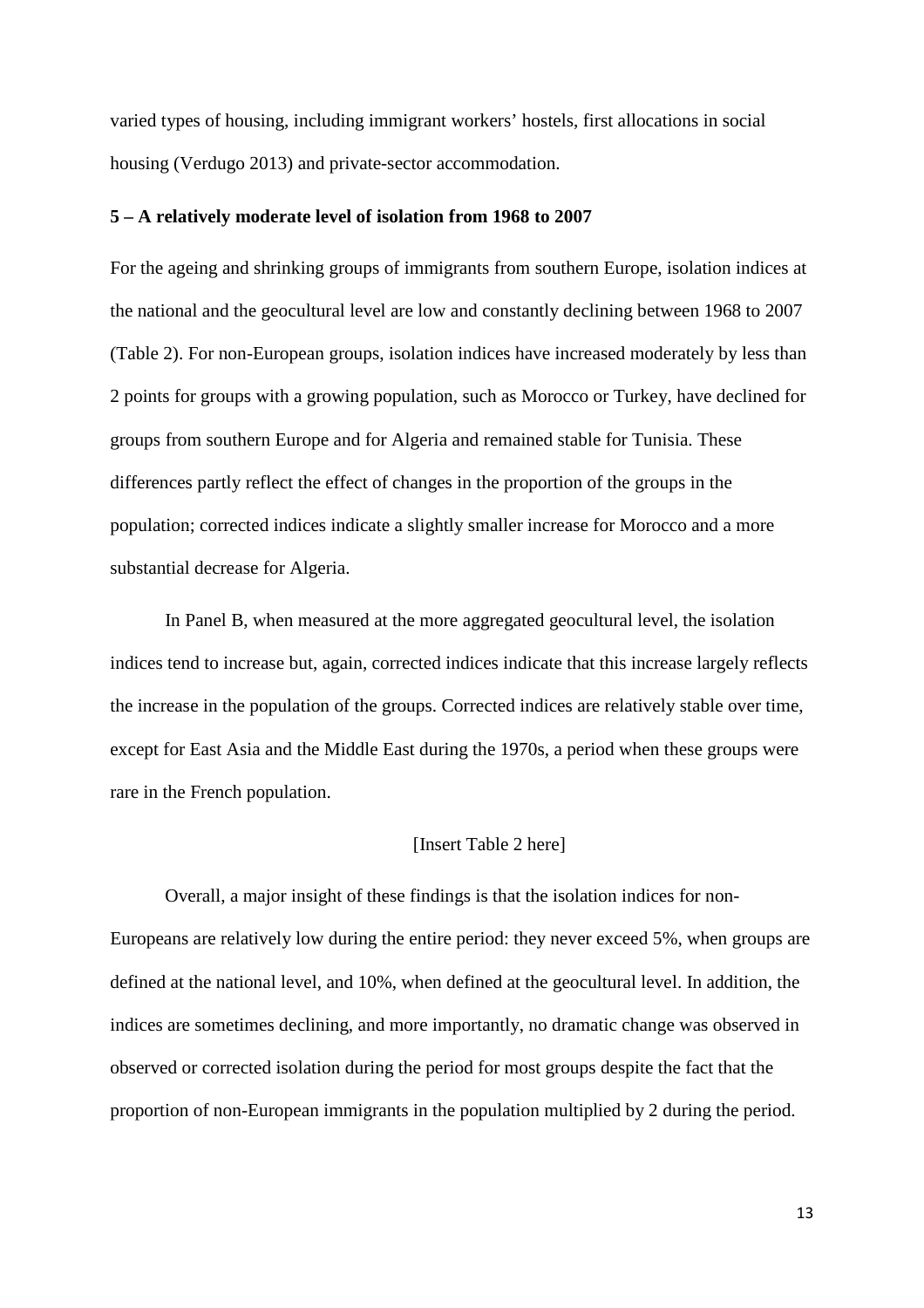varied types of housing, including immigrant workers' hostels, first allocations in social housing (Verdugo 2013) and private-sector accommodation.

### 5 – A relatively moderate level of isolation from 1968 to 2007

For the ageing and shrinking groups of immigrants from southern Europe, isolation indices at the national and the geocultural level are low and constantly declining between 1968 to 2007 (Table 2). For non-European groups, isolation indices have increased moderately by less than 2 points for groups with a growing population, such as Morocco or Turkey, have declined for groups from southern Europe and for Algeria and remained stable for Tunisia. These differences partly reflect the effect of changes in the proportion of the groups in the population; corrected indices indicate a slightly smaller increase for Morocco and a more substantial decrease for Algeria.

In Panel B, when measured at the more aggregated geocultural level, the isolation indices tend to increase but, again, corrected indices indicate that this increase largely reflects the increase in the population of the groups. Corrected indices are relatively stable over time, except for East Asia and the Middle East during the 1970s, a period when these groups were rare in the French population.

[Insert Table 2 here]

Overall, a major insight of these findings is that the isolation indices for non-Europeans are relatively low during the entire period: they never exceed 5%, when groups are defined at the national level, and 10%, when defined at the geocultural level. In addition, the indices are sometimes declining, and more importantly, no dramatic change was observed in observed or corrected isolation during the period for most groups despite the fact that the proportion of non-European immigrants in the population multiplied by 2 during the period.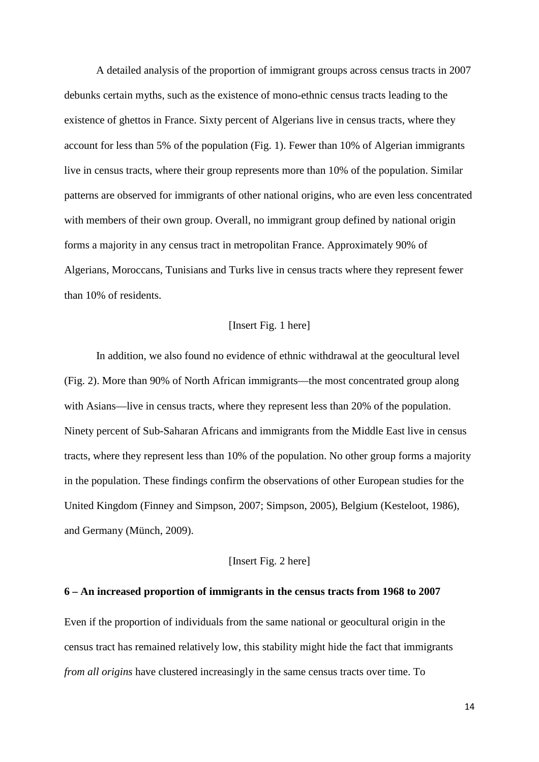A detailed analysis of the proportion of immigrant groups across census tracts in 2007 debunks certain myths, such as the existence of mono-ethnic census tracts leading to the existence of ghettos in France. Sixty percent of Algerians live in census tracts, where they account for less than 5% of the population (Fig. 1). Fewer than 10% of Algerian immigrants live in census tracts, where their group represents more than 10% of the population. Similar patterns are observed for immigrants of other national origins, who are even less concentrated with members of their own group. Overall, no immigrant group defined by national origin forms a majority in any census tract in metropolitan France. Approximately 90% of Algerians, Moroccans, Tunisians and Turks live in census tracts where they represent fewer than 10% of residents.

[Insert Fig. 1 here]

In addition, we also found no evidence of ethnic withdrawal at the geocultural level (Fig. 2). More than 90% of North African immigrants—the most concentrated group along with Asians—live in census tracts, where they represent less than 20% of the population. Ninety percent of Sub-Saharan Africans and immigrants from the Middle East live in census tracts, where they represent less than 10% of the population. No other group forms a majority in the population. These findings confirm the observations of other European studies for the United Kingdom (Finney and Simpson, 2007; Simpson, 2005), Belgium (Kesteloot, 1986), and Germany (Münch, 2009).

[Insert Fig. 2 here]

**6 – An increased proportion of immigrants in the census tracts from 1968 to 2007**

Even if the proportion of individuals from the same national or geocultural origin in the census tract has remained relatively low, this stability might hide the fact that immigrants *from all origins* have clustered increasingly in the same census tracts over time. To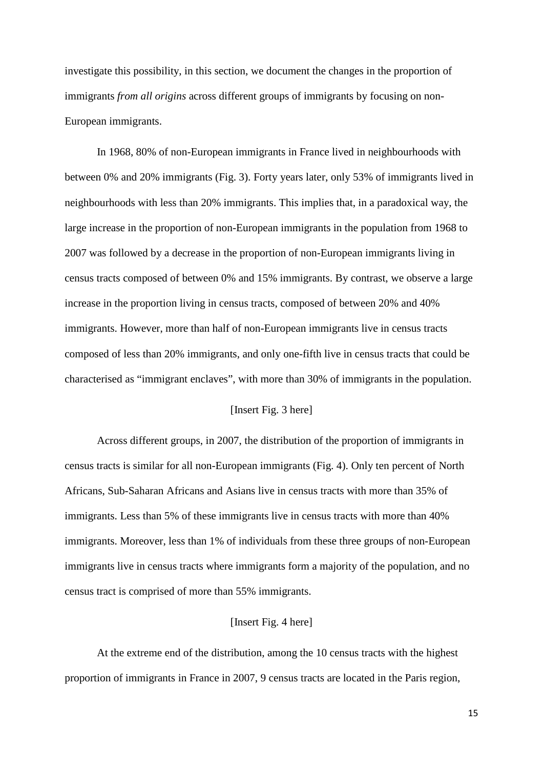investigate this possibility, in this section, we document the changes in the proportion of immigrants *from all origins* across different groups of immigrants by focusing on non-European immigrants.

In 1968, 80% of non-European immigrants in France lived in neighbourhoods with between 0% and 20% immigrants (Fig. 3). Forty years later, only 53% of immigrants lived in neighbourhoods with less than 20% immigrants. This implies that, in a paradoxical way, the large increase in the proportion of non-European immigrants in the population from 1968 to 2007 was followed by a decrease in the proportion of non-European immigrants living in census tracts composed of between 0% and 15% immigrants. By contrast, we observe a large increase in the proportion living in census tracts, composed of between 20% and 40% immigrants. However, more than half of non-European immigrants live in census tracts composed of less than 20% immigrants, and only one-fifth live in census tracts that could be characterised as "immigrant enclaves", with more than 30% of immigrants in the population.

[Insert Fig. 3 here]

Across different groups, in 2007, the distribution of the proportion of immigrants in census tracts is similar for all non-European immigrants (Fig. 4). Only ten percent of North Africans, Sub-Saharan Africans and Asians live in census tracts with more than 35% of immigrants. Less than 5% of these immigrants live in census tracts with more than 40% immigrants. Moreover, less than 1% of individuals from these three groups of non-European immigrants live in census tracts where immigrants form a majority of the population, and no census tract is comprised of more than 55% immigrants.

[Insert Fig. 4 here]

At the extreme end of the distribution, among the 10 census tracts with the highest proportion of immigrants in France in 2007, 9 census tracts are located in the Paris region,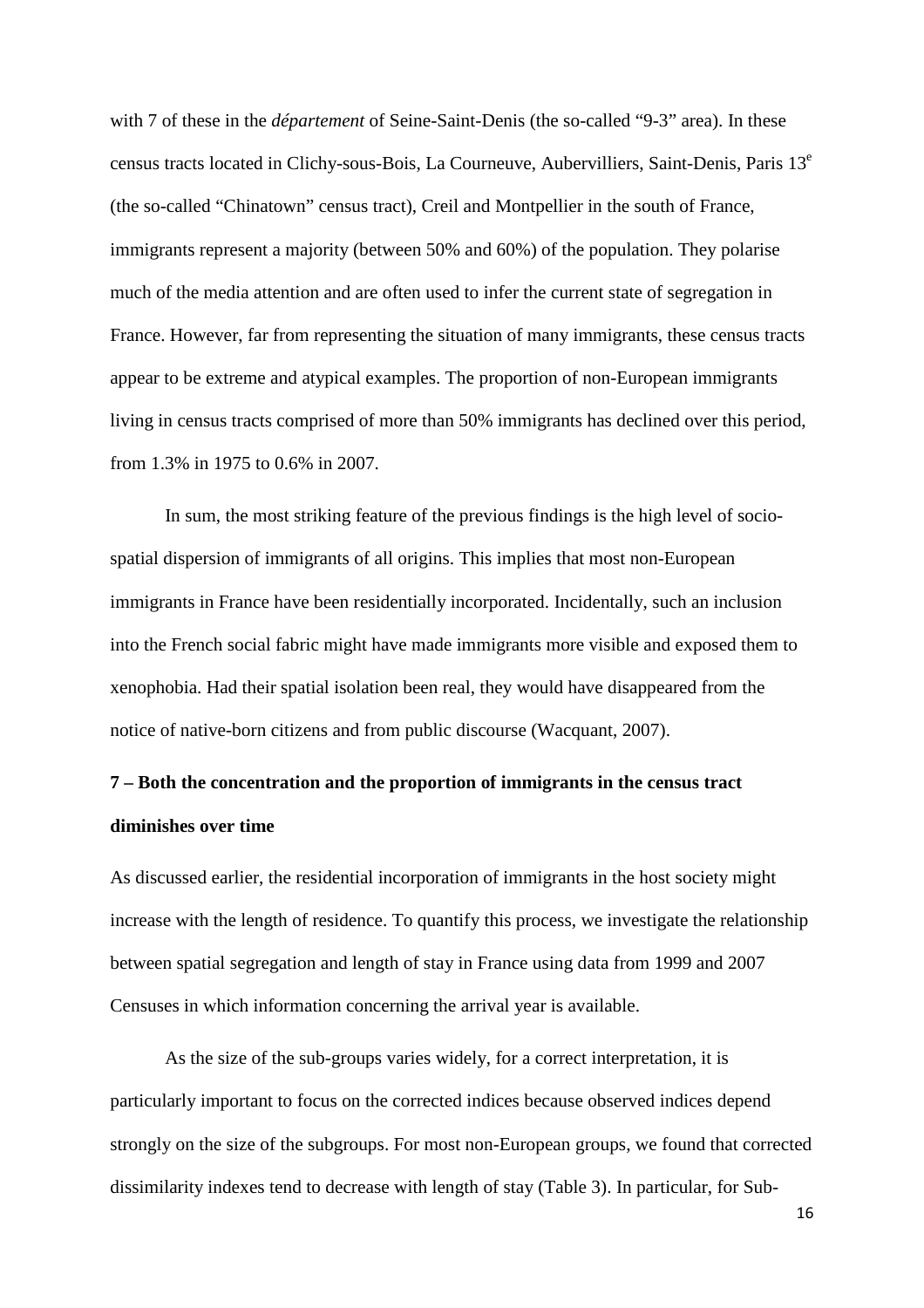with 7 of these in the *département* of Seine-Saint-Denis (the so-called "9-3" area). In these census tracts located in Clichy-sous-Bois, La Courneuve, Aubervilliers, Saint-Denis, Paris 13[e] (the so-called "Chinatown" census tract), Creil and Montpellier in the south of France, immigrants represent a majority (between 50% and 60%) of the population. They polarise much of the media attention and are often used to infer the current state of segregation in France. However, far from representing the situation of many immigrants, these census tracts appear to be extreme and atypical examples. The proportion of non-European immigrants living in census tracts comprised of more than 50% immigrants has declined over this period, from 1.3% in 1975 to 0.6% in 2007.

In sum, the most striking feature of the previous findings is the high level of socio-spatial dispersion of immigrants of all origins. This implies that most non-European immigrants in France have been residentially incorporated. Incidentally, such an inclusion into the French social fabric might have made immigrants more visible and exposed them to xenophobia. Had their spatial isolation been real, they would have disappeared from the notice of native-born citizens and from public discourse (Wacquant, 2007).

**7 – Both the concentration and the proportion of immigrants in the census tract diminishes over time**

As discussed earlier, the residential incorporation of immigrants in the host society might increase with the length of residence. To quantify this process, we investigate the relationship between spatial segregation and length of stay in France using data from 1999 and 2007 Censuses in which information concerning the arrival year is available.

As the size of the sub-groups varies widely, for a correct interpretation, it is particularly important to focus on the corrected indices because observed indices depend strongly on the size of the subgroups. For most non-European groups, we found that corrected dissimilarity indexes tend to decrease with length of stay (Table 3). In particular, for Sub-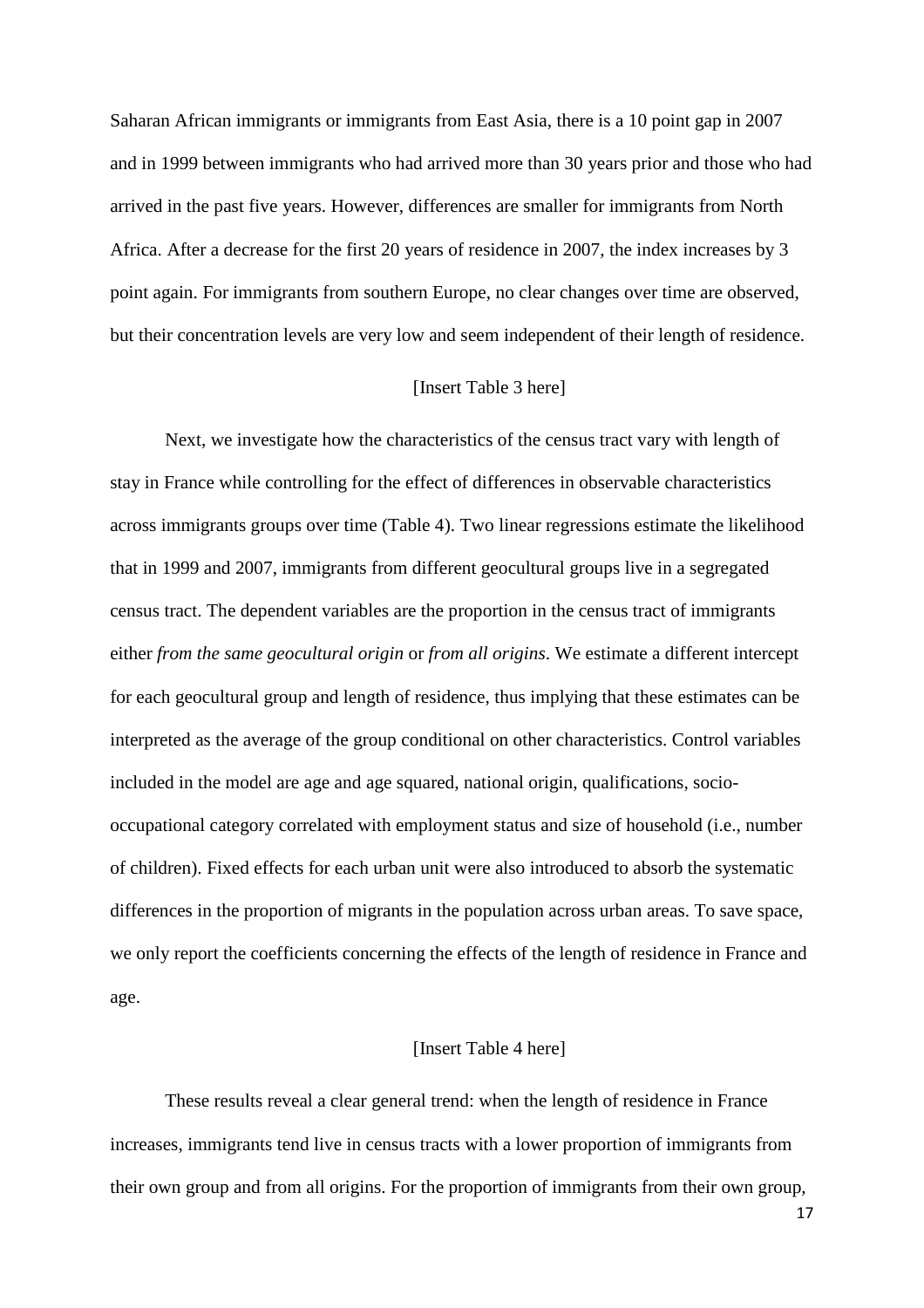Saharan African immigrants or immigrants from East Asia, there is a 10 point gap in 2007 and in 1999 between immigrants who had arrived more than 30 years prior and those who had arrived in the past five years. However, differences are smaller for immigrants from North Africa. After a decrease for the first 20 years of residence in 2007, the index increases by 3 point again. For immigrants from southern Europe, no clear changes over time are observed, but their concentration levels are very low and seem independent of their length of residence.

[Insert Table 3 here]

Next, we investigate how the characteristics of the census tract vary with length of stay in France while controlling for the effect of differences in observable characteristics across immigrants groups over time (Table 4). Two linear regressions estimate the likelihood that in 1999 and 2007, immigrants from different geocultural groups live in a segregated census tract. The dependent variables are the proportion in the census tract of immigrants either *from the same geocultural origin* or *from all origins*. We estimate a different intercept for each geocultural group and length of residence, thus implying that these estimates can be interpreted as the average of the group conditional on other characteristics. Control variables included in the model are age and age squared, national origin, qualifications, socio-occupational category correlated with employment status and size of household (i.e., number of children). Fixed effects for each urban unit were also introduced to absorb the systematic differences in the proportion of migrants in the population across urban areas. To save space, we only report the coefficients concerning the effects of the length of residence in France and age.

[Insert Table 4 here]

These results reveal a clear general trend: when the length of residence in France increases, immigrants tend live in census tracts with a lower proportion of immigrants from their own group and from all origins. For the proportion of immigrants from their own group,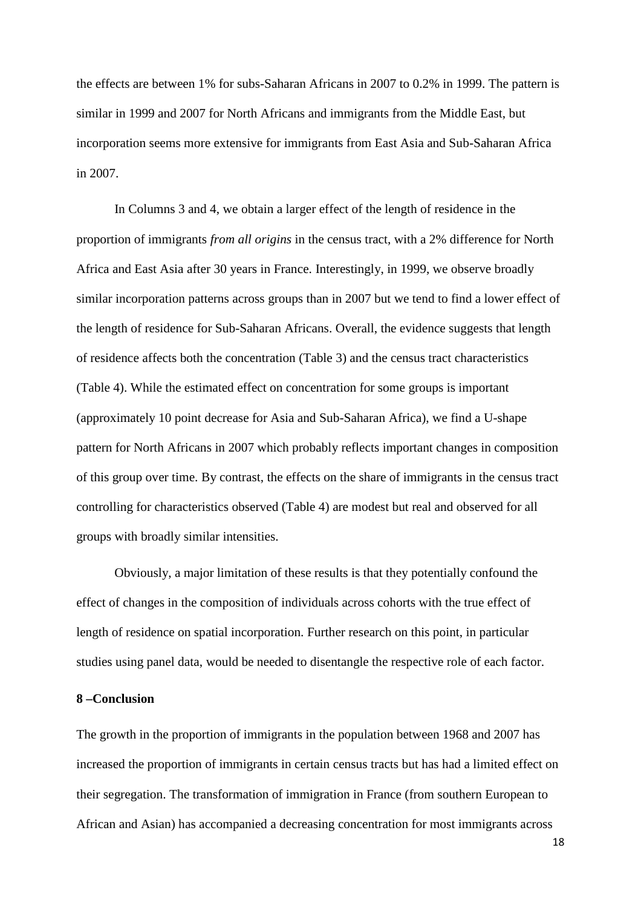the effects are between 1% for subs-Saharan Africans in 2007 to 0.2% in 1999. The pattern is similar in 1999 and 2007 for North Africans and immigrants from the Middle East, but incorporation seems more extensive for immigrants from East Asia and Sub-Saharan Africa in 2007.

In Columns 3 and 4, we obtain a larger effect of the length of residence in the proportion of immigrants *from all origins* in the census tract, with a 2% difference for North Africa and East Asia after 30 years in France. Interestingly, in 1999, we observe broadly similar incorporation patterns across groups than in 2007 but we tend to find a lower effect of the length of residence for Sub-Saharan Africans. Overall, the evidence suggests that length of residence affects both the concentration (Table 3) and the census tract characteristics (Table 4). While the estimated effect on concentration for some groups is important (approximately 10 point decrease for Asia and Sub-Saharan Africa), we find a U-shape pattern for North Africans in 2007 which probably reflects important changes in composition of this group over time. By contrast, the effects on the share of immigrants in the census tract controlling for characteristics observed (Table 4) are modest but real and observed for all groups with broadly similar intensities.

Obviously, a major limitation of these results is that they potentially confound the effect of changes in the composition of individuals across cohorts with the true effect of length of residence on spatial incorporation. Further research on this point, in particular studies using panel data, would be needed to disentangle the respective role of each factor.

## 8 –Conclusion

The growth in the proportion of immigrants in the population between 1968 and 2007 has increased the proportion of immigrants in certain census tracts but has had a limited effect on their segregation. The transformation of immigration in France (from southern European to African and Asian) has accompanied a decreasing concentration for most immigrants across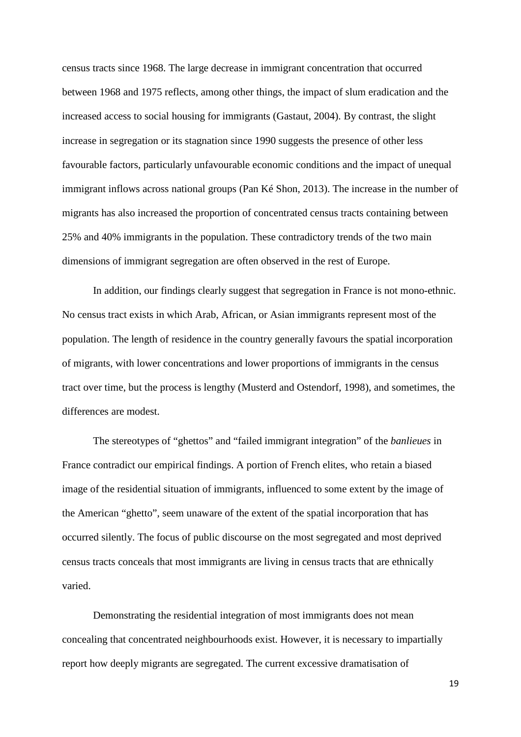census tracts since 1968. The large decrease in immigrant concentration that occurred between 1968 and 1975 reflects, among other things, the impact of slum eradication and the increased access to social housing for immigrants (Gastaut, 2004). By contrast, the slight increase in segregation or its stagnation since 1990 suggests the presence of other less favourable factors, particularly unfavourable economic conditions and the impact of unequal immigrant inflows across national groups (Pan Ké Shon, 2013). The increase in the number of migrants has also increased the proportion of concentrated census tracts containing between 25% and 40% immigrants in the population. These contradictory trends of the two main dimensions of immigrant segregation are often observed in the rest of Europe.

In addition, our findings clearly suggest that segregation in France is not mono-ethnic. No census tract exists in which Arab, African, or Asian immigrants represent most of the population. The length of residence in the country generally favours the spatial incorporation of migrants, with lower concentrations and lower proportions of immigrants in the census tract over time, but the process is lengthy (Musterd and Ostendorf, 1998), and sometimes, the differences are modest.

The stereotypes of "ghettos" and "failed immigrant integration" of the *banlieues* in France contradict our empirical findings. A portion of French elites, who retain a biased image of the residential situation of immigrants, influenced to some extent by the image of the American "ghetto", seem unaware of the extent of the spatial incorporation that has occurred silently. The focus of public discourse on the most segregated and most deprived census tracts conceals that most immigrants are living in census tracts that are ethnically varied.

Demonstrating the residential integration of most immigrants does not mean concealing that concentrated neighbourhoods exist. However, it is necessary to impartially report how deeply migrants are segregated. The current excessive dramatisation of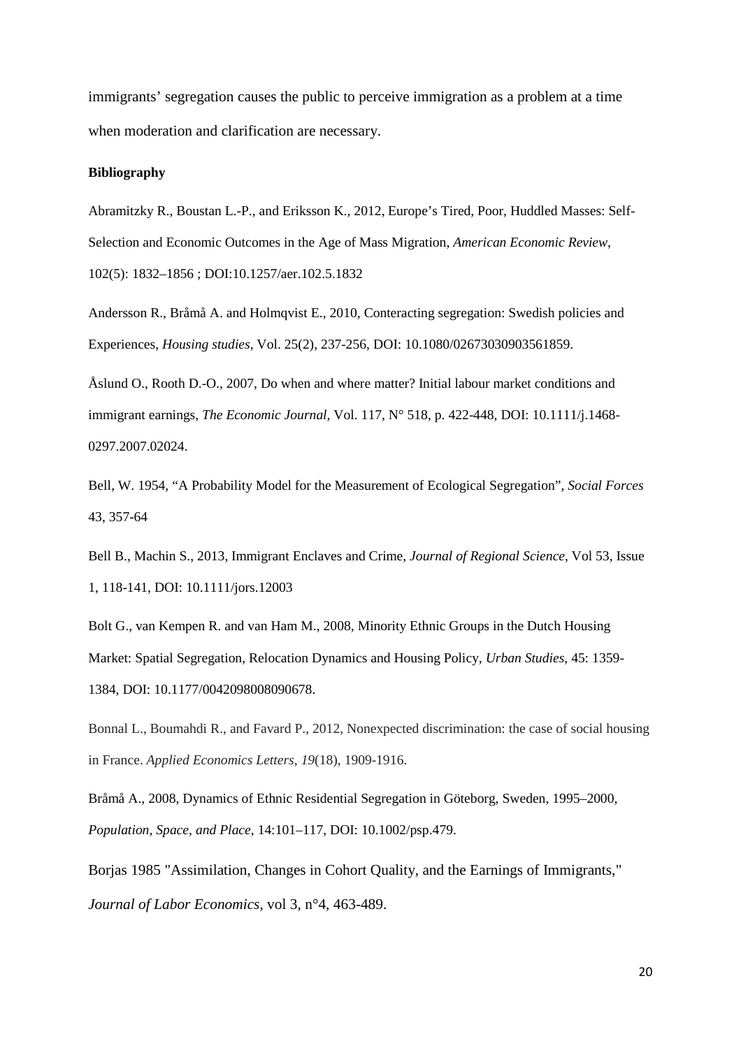immigrants' segregation causes the public to perceive immigration as a problem at a time when moderation and clarification are necessary.

**Bibliography**

Abramitzky R., Boustan L.-P., and Eriksson K., 2012, Europe's Tired, Poor, Huddled Masses: Self-Selection and Economic Outcomes in the Age of Mass Migration, *American Economic Review*, 102(5): 1832–1856 ; DOI:10.1257/aer.102.5.1832

Andersson R., Bråmå A. and Holmqvist E., 2010, Conteracting segregation: Swedish policies and Experiences, *Housing studies*, Vol. 25(2), 237-256, DOI: 10.1080/02673030903561859.

Åslund O., Rooth D.-O., 2007, Do when and where matter? Initial labour market conditions and immigrant earnings, *The Economic Journal*, Vol. 117, N° 518, p. 422-448, DOI: 10.1111/j.1468-0297.2007.02024.

Bell, W. 1954, "A Probability Model for the Measurement of Ecological Segregation", *Social Forces* 43, 357-64

Bell B., Machin S., 2013, Immigrant Enclaves and Crime, *Journal of Regional Science*, Vol 53, Issue 1, 118-141, DOI: 10.1111/jors.12003

Bolt G., van Kempen R. and van Ham M., 2008, Minority Ethnic Groups in the Dutch Housing Market: Spatial Segregation, Relocation Dynamics and Housing Policy, *Urban Studies*, 45: 1359-1384, DOI: 10.1177/0042098008090678.

Bonnal L., Boumahdi R., and Favard P., 2012, Nonexpected discrimination: the case of social housing in France. *Applied Economics Letters*, *19*(18), 1909-1916.

Bråmå A., 2008, Dynamics of Ethnic Residential Segregation in Göteborg, Sweden, 1995–2000, *Population, Space, and Place*, 14:101–117, DOI: 10.1002/psp.479.

Borjas 1985 "Assimilation, Changes in Cohort Quality, and the Earnings of Immigrants," *Journal of Labor Economics*, vol 3, n°4, 463-489.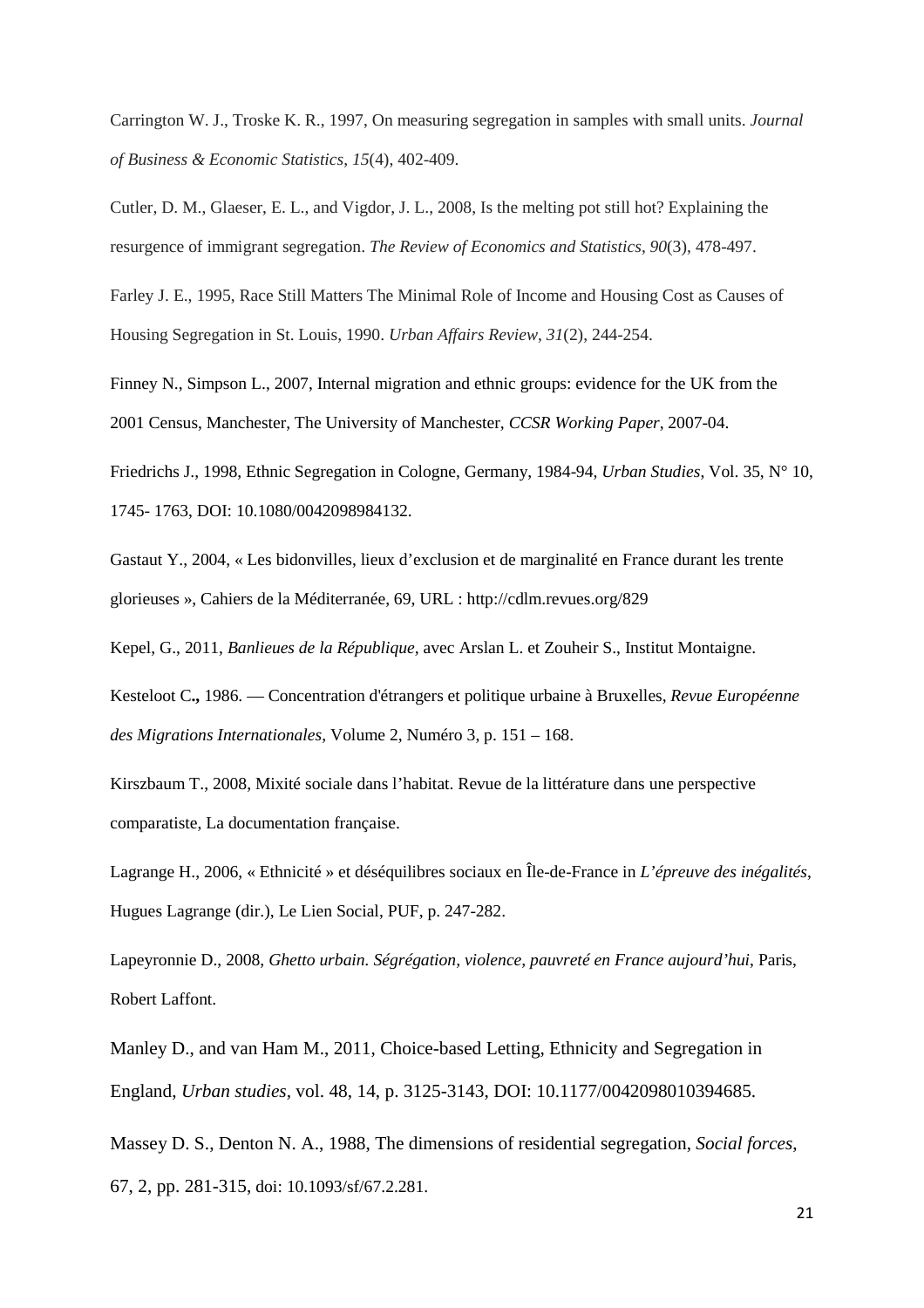Carrington W. J., Troske K. R., 1997, On measuring segregation in samples with small units. *Journal of Business & Economic Statistics*, *15*(4), 402-409.

Cutler, D. M., Glaeser, E. L., and Vigdor, J. L., 2008, Is the melting pot still hot? Explaining the resurgence of immigrant segregation. *The Review of Economics and Statistics*, *90*(3), 478-497.

Farley J. E., 1995, Race Still Matters The Minimal Role of Income and Housing Cost as Causes of Housing Segregation in St. Louis, 1990. *Urban Affairs Review*, *31*(2), 244-254.

Finney N., Simpson L., 2007, Internal migration and ethnic groups: evidence for the UK from the 2001 Census, Manchester, The University of Manchester, *CCSR Working Paper*, 2007-04.

Friedrichs J., 1998, Ethnic Segregation in Cologne, Germany, 1984-94, *Urban Studies*, Vol. 35, N° 10, 1745- 1763, DOI: 10.1080/0042098984132.

Gastaut Y., 2004, « Les bidonvilles, lieux d'exclusion et de marginalité en France durant les trente glorieuses », Cahiers de la Méditerranée, 69, URL : http://cdlm.revues.org/829

Kepel, G., 2011, *Banlieues de la République*, avec Arslan L. et Zouheir S., Institut Montaigne.

Kesteloot C**.,** 1986. — Concentration d'étrangers et politique urbaine à Bruxelles, *Revue Européenne des Migrations Internationales*, Volume 2, Numéro 3, p. 151 – 168.

Kirszbaum T., 2008, Mixité sociale dans l'habitat. Revue de la littérature dans une perspective comparatiste, La documentation française.

Lagrange H., 2006, « Ethnicité » et déséquilibres sociaux en Île-de-France in *L'épreuve des inégalités*, Hugues Lagrange (dir.), Le Lien Social, PUF, p. 247-282.

Lapeyronnie D., 2008, *Ghetto urbain. Ségrégation, violence, pauvreté en France aujourd'hui*, Paris, Robert Laffont.

Manley D., and van Ham M., 2011, Choice-based Letting, Ethnicity and Segregation in England, *Urban studies*, vol. 48, 14, p. 3125-3143, DOI: 10.1177/0042098010394685.

Massey D. S., Denton N. A., 1988, The dimensions of residential segregation, *Social forces*, 67, 2, pp. 281-315, doi: 10.1093/sf/67.2.281.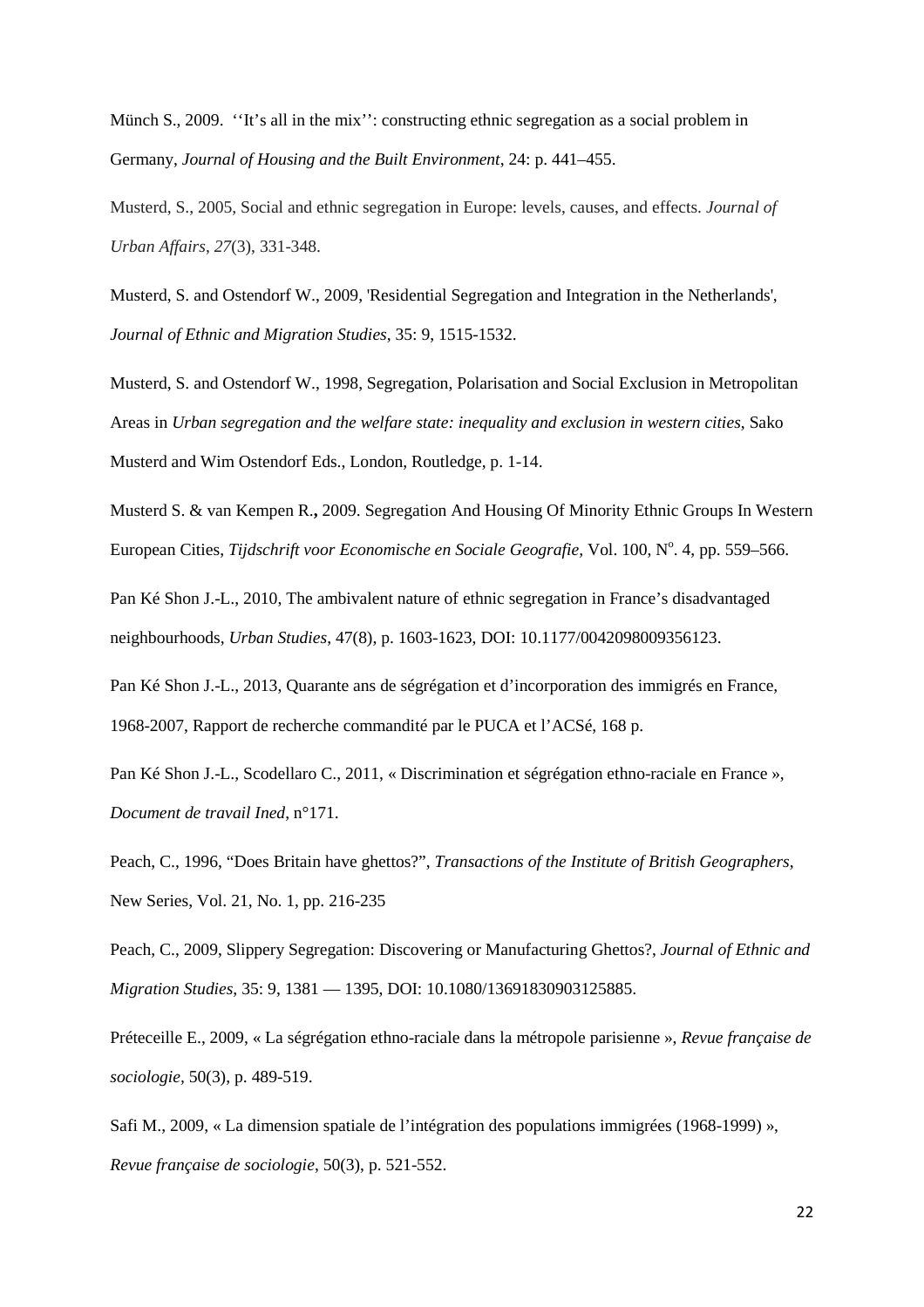Münch S., 2009. ''It's all in the mix'': constructing ethnic segregation as a social problem in Germany, *Journal of Housing and the Built Environment*, 24: p. 441–455.

Musterd, S., 2005, Social and ethnic segregation in Europe: levels, causes, and effects. *Journal of Urban Affairs*, *27*(3), 331-348.

Musterd, S. and Ostendorf W., 2009, 'Residential Segregation and Integration in the Netherlands', *Journal of Ethnic and Migration Studies*, 35: 9, 1515-1532.

Musterd, S. and Ostendorf W., 1998, Segregation, Polarisation and Social Exclusion in Metropolitan Areas in *Urban segregation and the welfare state: inequality and exclusion in western cities*, Sako Musterd and Wim Ostendorf Eds., London, Routledge, p. 1-14.

Musterd S. & van Kempen R.**,** 2009. Segregation And Housing Of Minority Ethnic Groups In Western European Cities, *Tijdschrift voor Economische en Sociale Geografie,* Vol. 100, N°. 4, pp. 559–566.

Pan Ké Shon J.-L., 2010, The ambivalent nature of ethnic segregation in France's disadvantaged neighbourhoods, *Urban Studies*, 47(8), p. 1603-1623, DOI: 10.1177/0042098009356123.

Pan Ké Shon J.-L., 2013, Quarante ans de ségrégation et d'incorporation des immigrés en France, 1968-2007, Rapport de recherche commandité par le PUCA et l'ACSé, 168 p.

Pan Ké Shon J.-L., Scodellaro C., 2011, « Discrimination et ségrégation ethno-raciale en France », *Document de travail Ined*, n°171.

Peach, C., 1996, "Does Britain have ghettos?", *Transactions of the Institute of British Geographers*, New Series, Vol. 21, No. 1, pp. 216-235

Peach, C., 2009, Slippery Segregation: Discovering or Manufacturing Ghettos?, *Journal of Ethnic and Migration Studies*, 35: 9, 1381 — 1395, DOI: 10.1080/13691830903125885.

Préteceille E., 2009, « La ségrégation ethno-raciale dans la métropole parisienne », *Revue française de sociologie*, 50(3), p. 489-519.

Safi M., 2009, « La dimension spatiale de l'intégration des populations immigrées (1968-1999) », *Revue française de sociologie*, 50(3), p. 521-552.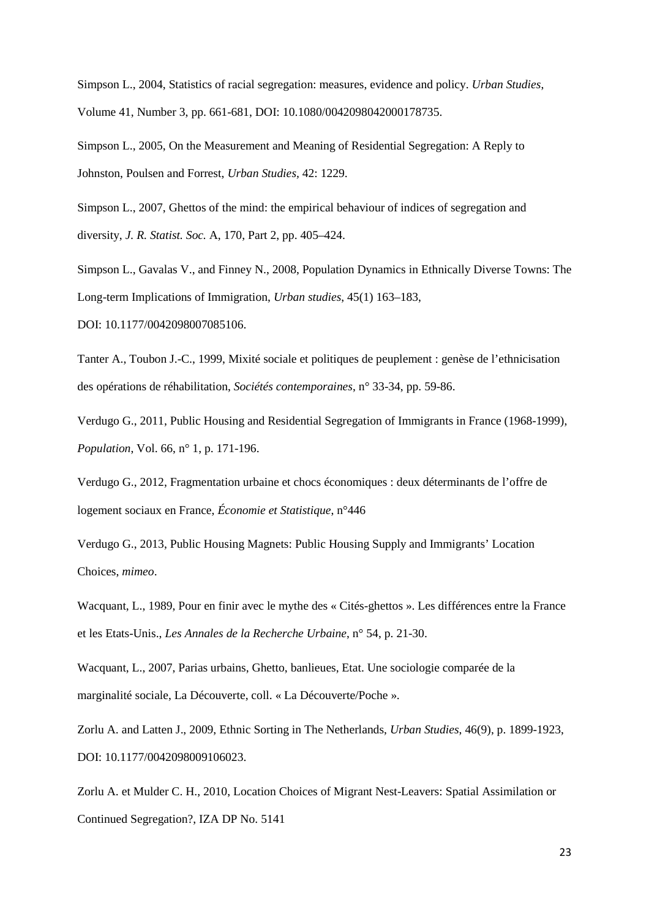Simpson L., 2004, Statistics of racial segregation: measures, evidence and policy. *Urban Studies*, Volume 41, Number 3, pp. 661-681, DOI: 10.1080/0042098042000178735.

Simpson L., 2005, On the Measurement and Meaning of Residential Segregation: A Reply to Johnston, Poulsen and Forrest, *Urban Studies*, 42: 1229.

Simpson L., 2007, Ghettos of the mind: the empirical behaviour of indices of segregation and diversity, *J. R. Statist. Soc.* A, 170, Part 2, pp. 405–424.

Simpson L., Gavalas V., and Finney N., 2008, Population Dynamics in Ethnically Diverse Towns: The Long-term Implications of Immigration, *Urban studies*, 45(1) 163–183, DOI: 10.1177/0042098007085106.

Tanter A., Toubon J.-C., 1999, Mixité sociale et politiques de peuplement : genèse de l'ethnicisation des opérations de réhabilitation, *Sociétés contemporaines*, n° 33-34, pp. 59-86.

Verdugo G., 2011, Public Housing and Residential Segregation of Immigrants in France (1968-1999), *Population*, Vol. 66, n° 1, p. 171-196.

Verdugo G., 2012, Fragmentation urbaine et chocs économiques : deux déterminants de l'offre de logement sociaux en France, *Économie et Statistique*, n°446

Verdugo G., 2013, Public Housing Magnets: Public Housing Supply and Immigrants' Location Choices, *mimeo*.

Wacquant, L., 1989, Pour en finir avec le mythe des « Cités-ghettos ». Les différences entre la France et les Etats-Unis., *Les Annales de la Recherche Urbaine*, n° 54, p. 21-30.

Wacquant, L., 2007, Parias urbains, Ghetto, banlieues, Etat. Une sociologie comparée de la marginalité sociale, La Découverte, coll. « La Découverte/Poche ».

Zorlu A. and Latten J., 2009, Ethnic Sorting in The Netherlands, *Urban Studies*, 46(9), p. 1899-1923, DOI: 10.1177/0042098009106023.

Zorlu A. et Mulder C. H., 2010, Location Choices of Migrant Nest-Leavers: Spatial Assimilation or Continued Segregation?, IZA DP No. 5141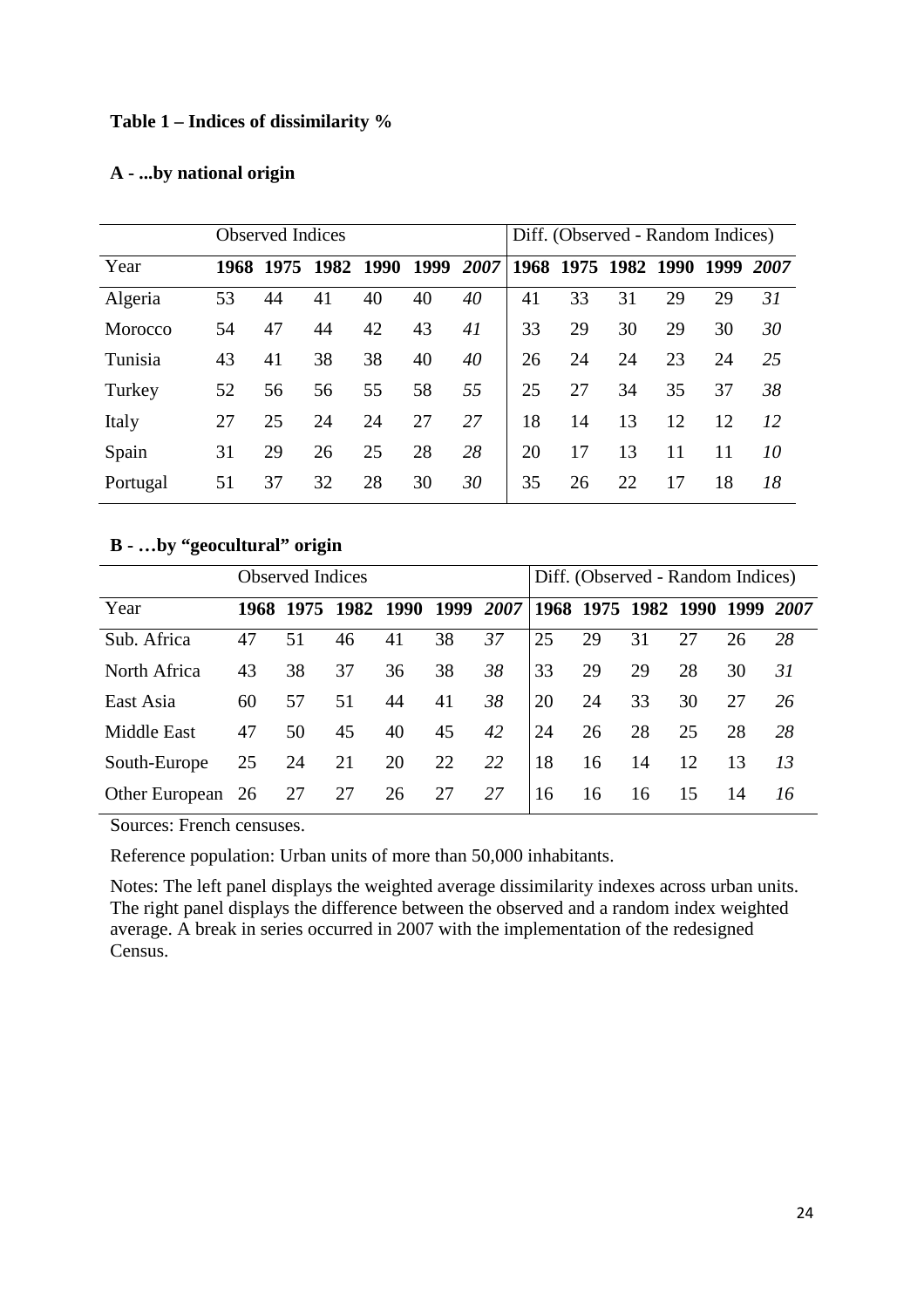**Table 1 – Indices of dissimilarity %**

**A - ...by national origin**

| | Observed Indices | | | | | | Diff. (Observed - Random Indices) | | | | | |
|---|---|---|---|---|---|---|---|---|---|---|---|---|
| Year | **1968** | **1975** | **1982** | **1990** | **1999** | ***2007*** | **1968** | **1975** | **1982** | **1990** | **1999** | ***2007*** |
| Algeria | 53 | 44 | 41 | 40 | 40 | *40* | 41 | 33 | 31 | 29 | 29 | *31* |
| Morocco | 54 | 47 | 44 | 42 | 43 | *41* | 33 | 29 | 30 | 29 | 30 | *30* |
| Tunisia | 43 | 41 | 38 | 38 | 40 | *40* | 26 | 24 | 24 | 23 | 24 | *25* |
| Turkey | 52 | 56 | 56 | 55 | 58 | *55* | 25 | 27 | 34 | 35 | 37 | *38* |
| Italy | 27 | 25 | 24 | 24 | 27 | *27* | 18 | 14 | 13 | 12 | 12 | *12* |
| Spain | 31 | 29 | 26 | 25 | 28 | *28* | 20 | 17 | 13 | 11 | 11 | *10* |
| Portugal | 51 | 37 | 32 | 28 | 30 | *30* | 35 | 26 | 22 | 17 | 18 | *18* |

**B - …by "geocultural" origin**

| | Observed Indices | | | | | | Diff. (Observed - Random Indices) | | | | | |
|---|---|---|---|---|---|---|---|---|---|---|---|---|
| Year | **1968** | **1975** | **1982** | **1990** | **1999** | ***2007*** | **1968** | **1975** | **1982** | **1990** | **1999** | ***2007*** |
| Sub. Africa | 47 | 51 | 46 | 41 | 38 | *37* | 25 | 29 | 31 | 27 | 26 | *28* |
| North Africa | 43 | 38 | 37 | 36 | 38 | *38* | 33 | 29 | 29 | 28 | 30 | *31* |
| East Asia | 60 | 57 | 51 | 44 | 41 | *38* | 20 | 24 | 33 | 30 | 27 | *26* |
| Middle East | 47 | 50 | 45 | 40 | 45 | *42* | 24 | 26 | 28 | 25 | 28 | *28* |
| South-Europe | 25 | 24 | 21 | 20 | 22 | *22* | 18 | 16 | 14 | 12 | 13 | *13* |
| Other European | 26 | 27 | 27 | 26 | 27 | *27* | 16 | 16 | 16 | 15 | 14 | *16* |

Sources: French censuses.

Reference population: Urban units of more than 50,000 inhabitants.

Notes: The left panel displays the weighted average dissimilarity indexes across urban units. The right panel displays the difference between the observed and a random index weighted average. A break in series occurred in 2007 with the implementation of the redesigned Census.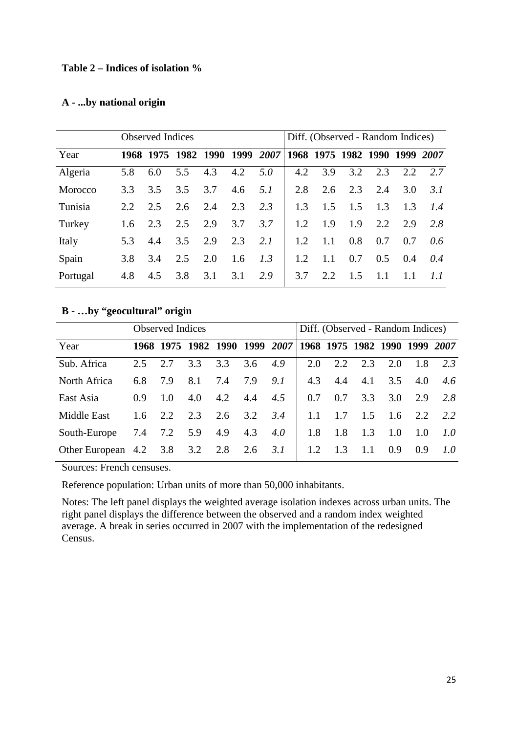**Table 2 – Indices of isolation %**

**A - ...by national origin**

| | Observed Indices | | | | | | Diff. (Observed - Random Indices) | | | | | |
|---|---|---|---|---|---|---|---|---|---|---|---|---|
| Year | **1968** | **1975** | **1982** | **1990** | **1999** | ***2007*** | **1968** | **1975** | **1982** | **1990** | **1999** | ***2007*** |
| Algeria | 5.8 | 6.0 | 5.5 | 4.3 | 4.2 | *5.0* | 4.2 | 3.9 | 3.2 | 2.3 | 2.2 | *2.7* |
| Morocco | 3.3 | 3.5 | 3.5 | 3.7 | 4.6 | *5.1* | 2.8 | 2.6 | 2.3 | 2.4 | 3.0 | *3.1* |
| Tunisia | 2.2 | 2.5 | 2.6 | 2.4 | 2.3 | *2.3* | 1.3 | 1.5 | 1.5 | 1.3 | 1.3 | *1.4* |
| Turkey | 1.6 | 2.3 | 2.5 | 2.9 | 3.7 | *3.7* | 1.2 | 1.9 | 1.9 | 2.2 | 2.9 | *2.8* |
| Italy | 5.3 | 4.4 | 3.5 | 2.9 | 2.3 | *2.1* | 1.2 | 1.1 | 0.8 | 0.7 | 0.7 | *0.6* |
| Spain | 3.8 | 3.4 | 2.5 | 2.0 | 1.6 | *1.3* | 1.2 | 1.1 | 0.7 | 0.5 | 0.4 | *0.4* |
| Portugal | 4.8 | 4.5 | 3.8 | 3.1 | 3.1 | *2.9* | 3.7 | 2.2 | 1.5 | 1.1 | 1.1 | *1.1* |

**B - …by "geocultural" origin**

| | Observed Indices | | | | | | Diff. (Observed - Random Indices) | | | | | |
|---|---|---|---|---|---|---|---|---|---|---|---|---|
| Year | **1968** | **1975** | **1982** | **1990** | **1999** | ***2007*** | **1968** | **1975** | **1982** | **1990** | **1999** | ***2007*** |
| Sub. Africa | 2.5 | 2.7 | 3.3 | 3.3 | 3.6 | *4.9* | 2.0 | 2.2 | 2.3 | 2.0 | 1.8 | *2.3* |
| North Africa | 6.8 | 7.9 | 8.1 | 7.4 | 7.9 | *9.1* | 4.3 | 4.4 | 4.1 | 3.5 | 4.0 | *4.6* |
| East Asia | 0.9 | 1.0 | 4.0 | 4.2 | 4.4 | *4.5* | 0.7 | 0.7 | 3.3 | 3.0 | 2.9 | *2.8* |
| Middle East | 1.6 | 2.2 | 2.3 | 2.6 | 3.2 | *3.4* | 1.1 | 1.7 | 1.5 | 1.6 | 2.2 | *2.2* |
| South-Europe | 7.4 | 7.2 | 5.9 | 4.9 | 4.3 | *4.0* | 1.8 | 1.8 | 1.3 | 1.0 | 1.0 | *1.0* |
| Other European | 4.2 | 3.8 | 3.2 | 2.8 | 2.6 | *3.1* | 1.2 | 1.3 | 1.1 | 0.9 | 0.9 | *1.0* |

Sources: French censuses.

Reference population: Urban units of more than 50,000 inhabitants.

Notes: The left panel displays the weighted average isolation indexes across urban units. The right panel displays the difference between the observed and a random index weighted average. A break in series occurred in 2007 with the implementation of the redesigned Census.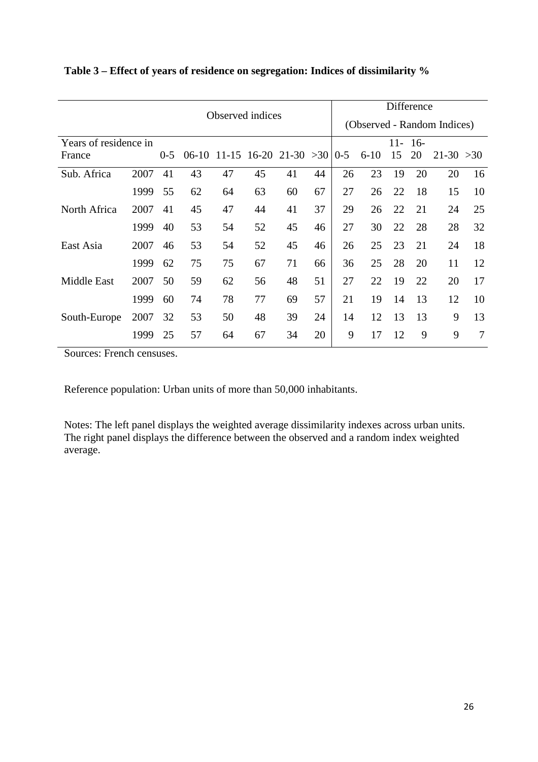**Table 3 – Effect of years of residence on segregation: Indices of dissimilarity %**

| | | Observed indices | | | | | | Difference (Observed - Random Indices) | | | | | |
|---|---|---|---|---|---|---|---|---|---|---|---|---|---|
| Years of residence in France | | 0-5 | 06-10 | 11-15 | 16-20 | 21-30 | >30 | 0-5 | 6-10 | 11-15 | 16-20 | 21-30 | >30 |
| Sub. Africa | 2007 | 41 | 43 | 47 | 45 | 41 | 44 | 26 | 23 | 19 | 20 | 20 | 16 |
| | 1999 | 55 | 62 | 64 | 63 | 60 | 67 | 27 | 26 | 22 | 18 | 15 | 10 |
| North Africa | 2007 | 41 | 45 | 47 | 44 | 41 | 37 | 29 | 26 | 22 | 21 | 24 | 25 |
| | 1999 | 40 | 53 | 54 | 52 | 45 | 46 | 27 | 30 | 22 | 28 | 28 | 32 |
| East Asia | 2007 | 46 | 53 | 54 | 52 | 45 | 46 | 26 | 25 | 23 | 21 | 24 | 18 |
| | 1999 | 62 | 75 | 75 | 67 | 71 | 66 | 36 | 25 | 28 | 20 | 11 | 12 |
| Middle East | 2007 | 50 | 59 | 62 | 56 | 48 | 51 | 27 | 22 | 19 | 22 | 20 | 17 |
| | 1999 | 60 | 74 | 78 | 77 | 69 | 57 | 21 | 19 | 14 | 13 | 12 | 10 |
| South-Europe | 2007 | 32 | 53 | 50 | 48 | 39 | 24 | 14 | 12 | 13 | 13 | 9 | 13 |
| | 1999 | 25 | 57 | 64 | 67 | 34 | 20 | 9 | 17 | 12 | 9 | 9 | 7 |

Sources: French censuses.

Reference population: Urban units of more than 50,000 inhabitants.

Notes: The left panel displays the weighted average dissimilarity indexes across urban units. The right panel displays the difference between the observed and a random index weighted average.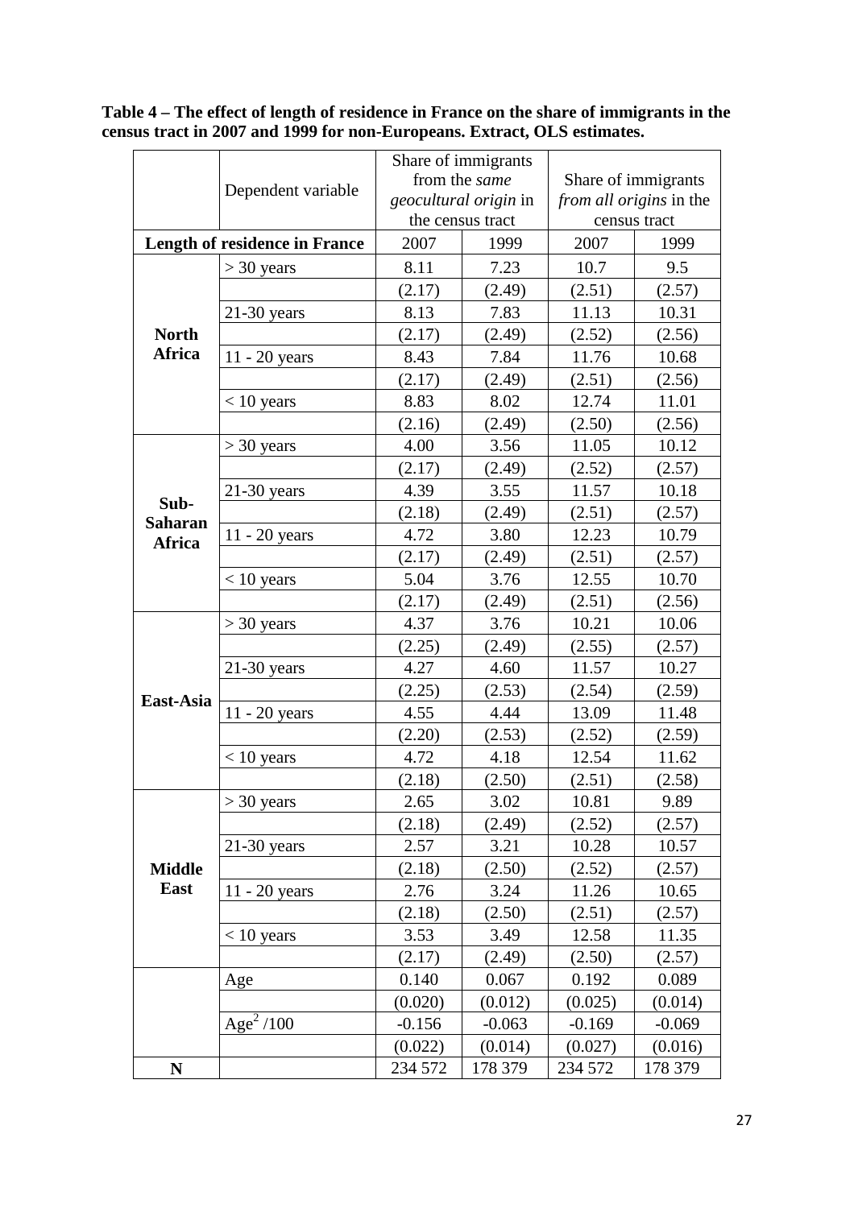**Table 4 – The effect of length of residence in France on the share of immigrants in the census tract in 2007 and 1999 for non-Europeans. Extract, OLS estimates.**

| | Dependent variable | Share of immigrants from the *same geocultural origin* in the census tract | | Share of immigrants *from all origins* in the census tract | |
|---|---|---|---|---|---|
| **Length of residence in France** | | 2007 | 1999 | 2007 | 1999 |
| **North Africa** | > 30 years | 8.11 | 7.23 | 10.7 | 9.5 |
| | | (2.17) | (2.49) | (2.51) | (2.57) |
| | 21-30 years | 8.13 | 7.83 | 11.13 | 10.31 |
| | | (2.17) | (2.49) | (2.52) | (2.56) |
| | 11 - 20 years | 8.43 | 7.84 | 11.76 | 10.68 |
| | | (2.17) | (2.49) | (2.51) | (2.56) |
| | < 10 years | 8.83 | 8.02 | 12.74 | 11.01 |
| | | (2.16) | (2.49) | (2.50) | (2.56) |
| **Sub-Saharan Africa** | > 30 years | 4.00 | 3.56 | 11.05 | 10.12 |
| | | (2.17) | (2.49) | (2.52) | (2.57) |
| | 21-30 years | 4.39 | 3.55 | 11.57 | 10.18 |
| | | (2.18) | (2.49) | (2.51) | (2.57) |
| | 11 - 20 years | 4.72 | 3.80 | 12.23 | 10.79 |
| | | (2.17) | (2.49) | (2.51) | (2.57) |
| | < 10 years | 5.04 | 3.76 | 12.55 | 10.70 |
| | | (2.17) | (2.49) | (2.51) | (2.56) |
| **East-Asia** | > 30 years | 4.37 | 3.76 | 10.21 | 10.06 |
| | | (2.25) | (2.49) | (2.55) | (2.57) |
| | 21-30 years | 4.27 | 4.60 | 11.57 | 10.27 |
| | | (2.25) | (2.53) | (2.54) | (2.59) |
| | 11 - 20 years | 4.55 | 4.44 | 13.09 | 11.48 |
| | | (2.20) | (2.53) | (2.52) | (2.59) |
| | < 10 years | 4.72 | 4.18 | 12.54 | 11.62 |
| | | (2.18) | (2.50) | (2.51) | (2.58) |
| **Middle East** | > 30 years | 2.65 | 3.02 | 10.81 | 9.89 |
| | | (2.18) | (2.49) | (2.52) | (2.57) |
| | 21-30 years | 2.57 | 3.21 | 10.28 | 10.57 |
| | | (2.18) | (2.50) | (2.52) | (2.57) |
| | 11 - 20 years | 2.76 | 3.24 | 11.26 | 10.65 |
| | | (2.18) | (2.50) | (2.51) | (2.57) |
| | < 10 years | 3.53 | 3.49 | 12.58 | 11.35 |
| | | (2.17) | (2.49) | (2.50) | (2.57) |
| | Age | 0.140 | 0.067 | 0.192 | 0.089 |
| | | (0.020) | (0.012) | (0.025) | (0.014) |
| | $Age^2/100$ | -0.156 | -0.063 | -0.169 | -0.069 |
| | | (0.022) | (0.014) | (0.027) | (0.016) |
| **N** | | 234 572 | 178 379 | 234 572 | 178 379 |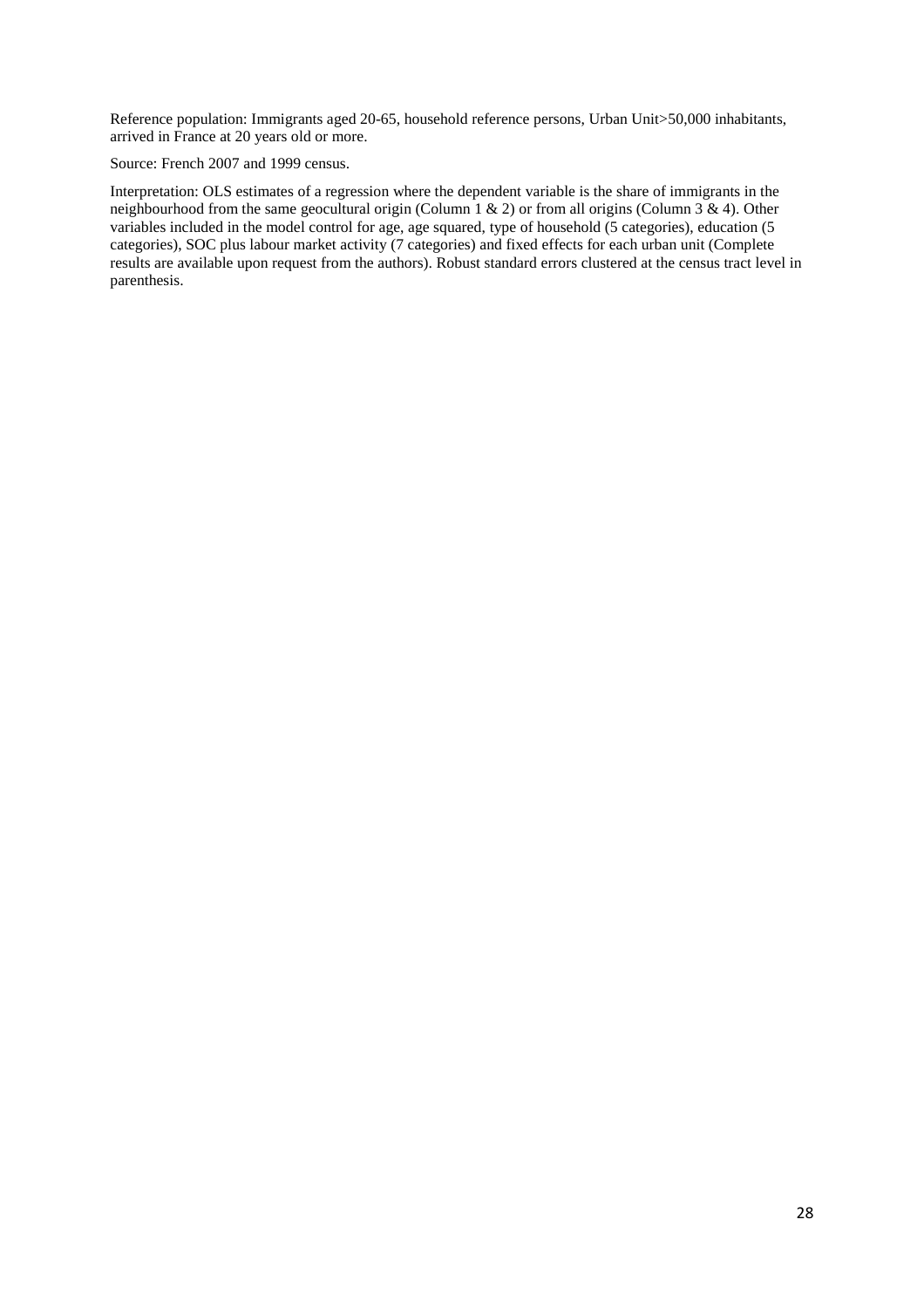Reference population: Immigrants aged 20-65, household reference persons, Urban Unit>50,000 inhabitants, arrived in France at 20 years old or more.

Source: French 2007 and 1999 census.

Interpretation: OLS estimates of a regression where the dependent variable is the share of immigrants in the neighbourhood from the same geocultural origin (Column 1 & 2) or from all origins (Column 3 & 4). Other variables included in the model control for age, age squared, type of household (5 categories), education (5 categories), SOC plus labour market activity (7 categories) and fixed effects for each urban unit (Complete results are available upon request from the authors). Robust standard errors clustered at the census tract level in parenthesis.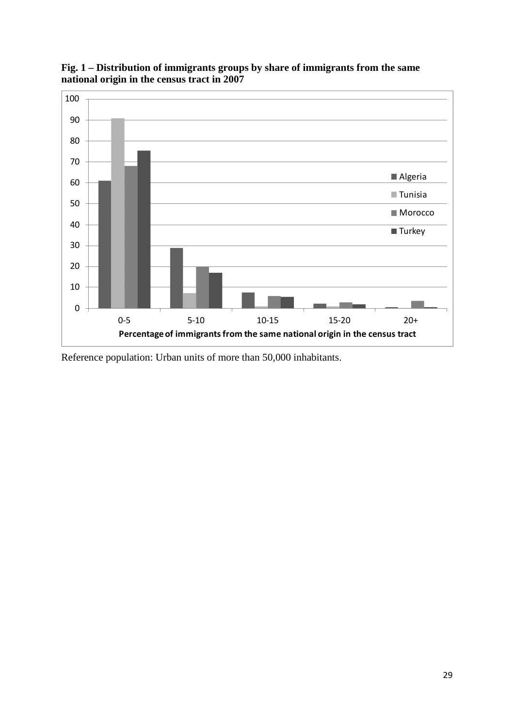**Fig. 1 – Distribution of immigrants groups by share of immigrants from the same national origin in the census tract in 2007**

Reference population: Urban units of more than 50,000 inhabitants.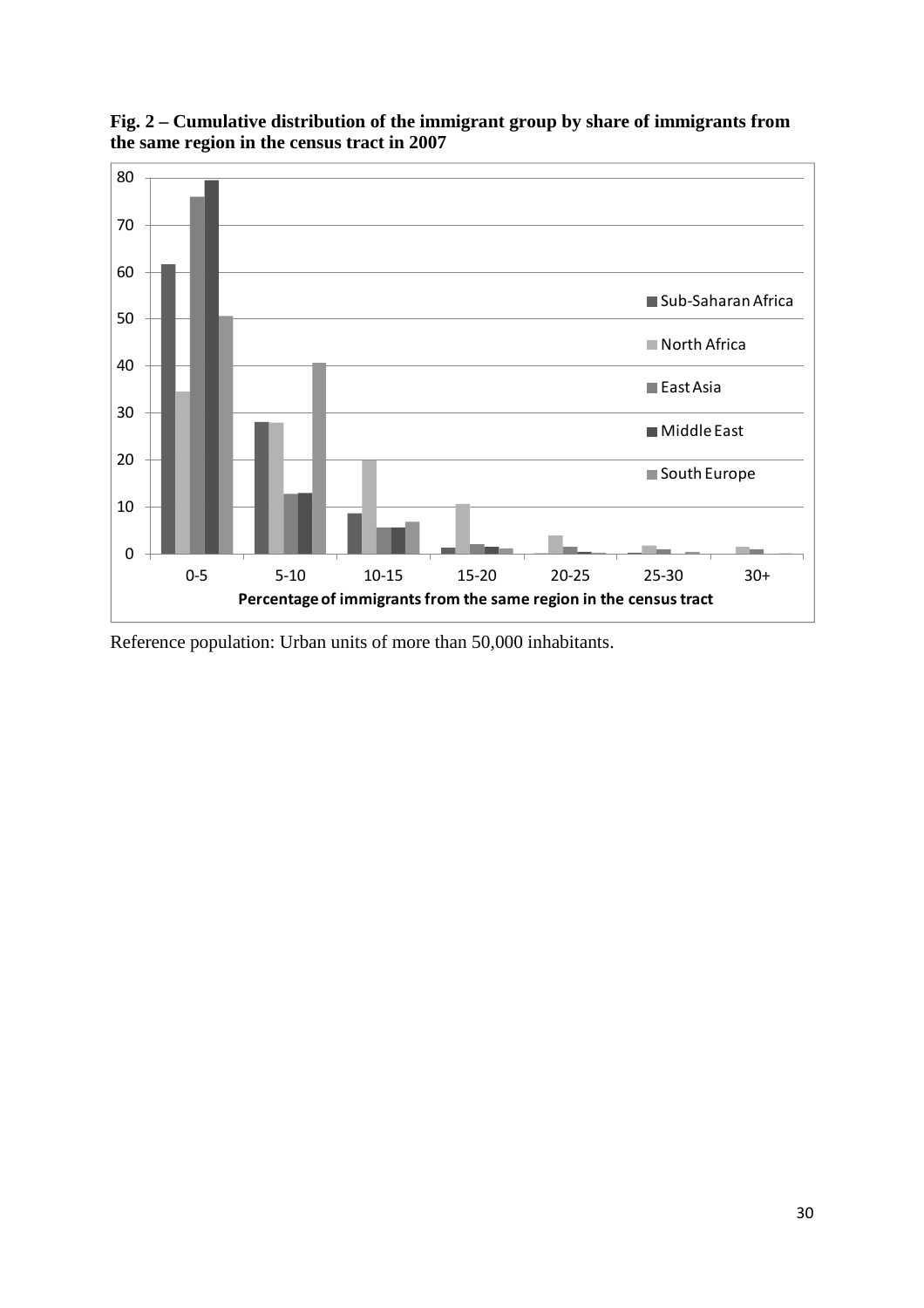**Fig. 2 – Cumulative distribution of the immigrant group by share of immigrants from the same region in the census tract in 2007**

Reference population: Urban units of more than 50,000 inhabitants.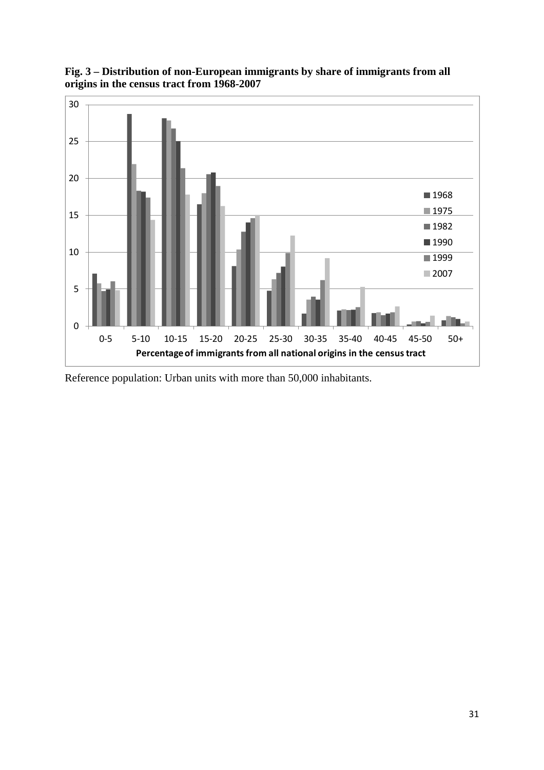**Fig. 3 – Distribution of non-European immigrants by share of immigrants from all origins in the census tract from 1968-2007**

Reference population: Urban units with more than 50,000 inhabitants.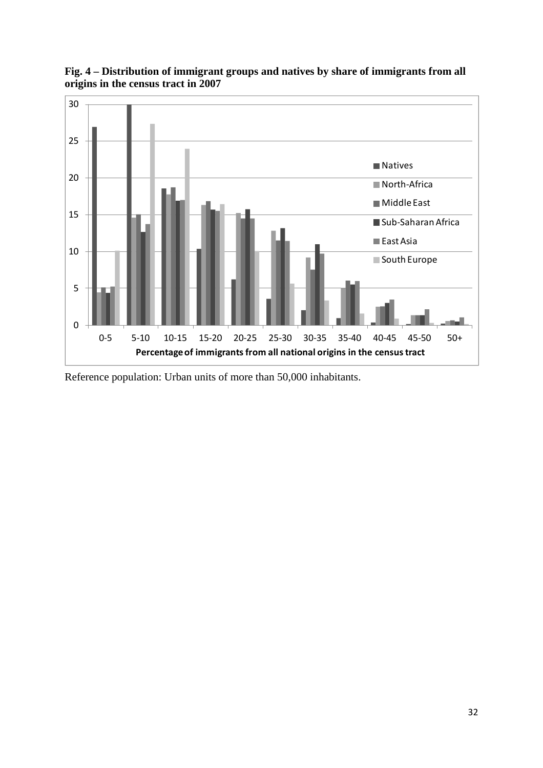**Fig. 4 – Distribution of immigrant groups and natives by share of immigrants from all origins in the census tract in 2007**

30
25
20
15
10
5
0

Natives
North-Africa
Middle East
Sub-Saharan Africa
East Asia
South Europe

0-5 5-10 10-15 15-20 20-25 25-30 30-35 35-40 40-45 45-50 50+

**Percentage of immigrants from all national origins in the census tract**

Reference population: Urban units of more than 50,000 inhabitants.